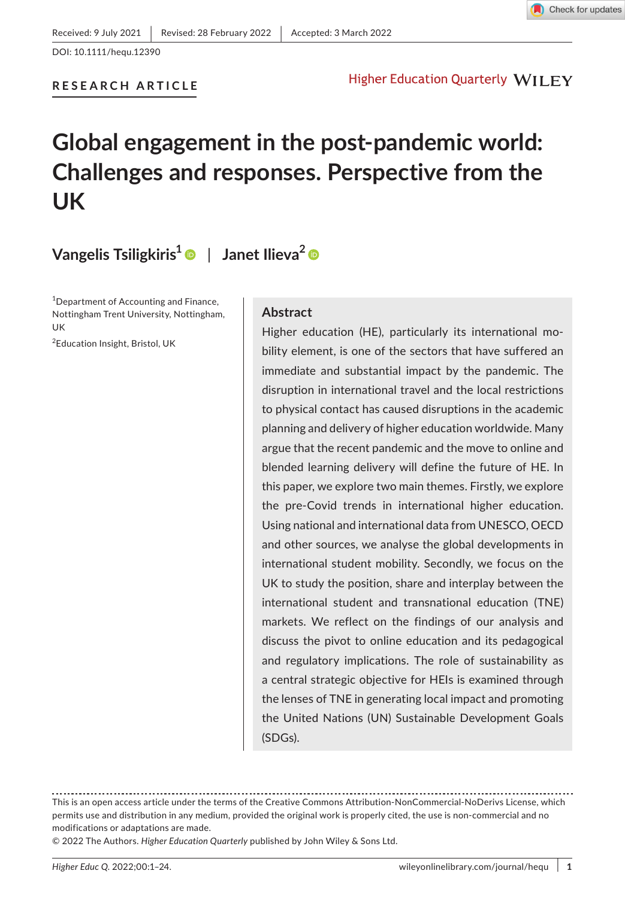Received: 9 July 2021 | Revised: 28 February 2022 | Accepted: 3 March 2022

DOI: 10.1111/hequ.12390

**RESEARCH ARTICLE**

# Global engagement in the post-pandemic world: Challenges and responses. Perspective from the UK

**Vangelis Tsiligkiris**[1] | **Janet Ilieva**[2]

[1]Department of Accounting and Finance, Nottingham Trent University, Nottingham, UK

[2]Education Insight, Bristol, UK

## Abstract

Higher education (HE), particularly its international mobility element, is one of the sectors that have suffered an immediate and substantial impact by the pandemic. The disruption in international travel and the local restrictions to physical contact has caused disruptions in the academic planning and delivery of higher education worldwide. Many argue that the recent pandemic and the move to online and blended learning delivery will define the future of HE. In this paper, we explore two main themes. Firstly, we explore the pre-Covid trends in international higher education. Using national and international data from UNESCO, OECD and other sources, we analyse the global developments in international student mobility. Secondly, we focus on the UK to study the position, share and interplay between the international student and transnational education (TNE) markets. We reflect on the findings of our analysis and discuss the pivot to online education and its pedagogical and regulatory implications. The role of sustainability as a central strategic objective for HEIs is examined through the lenses of TNE in generating local impact and promoting the United Nations (UN) Sustainable Development Goals (SDGs).

This is an open access article under the terms of the Creative Commons Attribution-NonCommercial-NoDerivs License, which permits use and distribution in any medium, provided the original work is properly cited, the use is non-commercial and no modifications or adaptations are made.

© 2022 The Authors. *Higher Education Quarterly* published by John Wiley & Sons Ltd.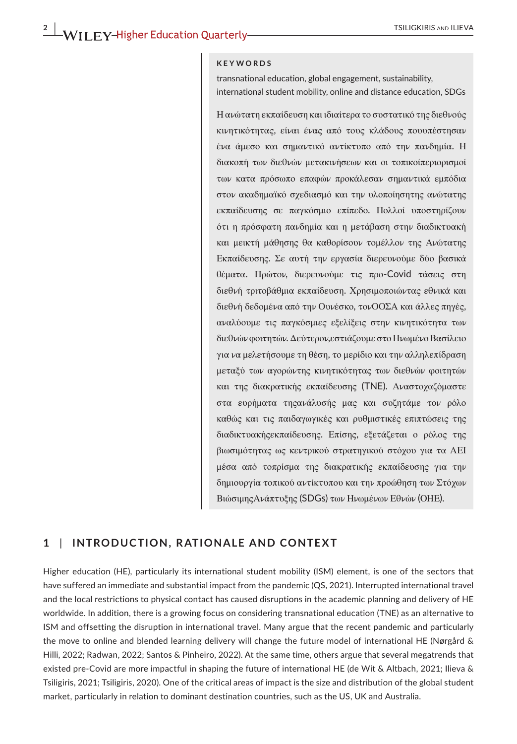**KEYWORDS**

transnational education, global engagement, sustainability, international student mobility, online and distance education, SDGs

Η ανώτατη εκπαίδευση και ιδιαίτερα το συστατικό της διεθνούς κινητικότητας, είναι ένας από τους κλάδους πουυπέστησαν ένα άμεσο και σημαντικό αντίκτυπο από την πανδημία. Η διακοπή των διεθνών μετακινήσεων και οι τοπικοίπεριορισμοί των κατα πρόσωπο επαφών προκάλεσαν σημαντικά εμπόδια στον ακαδημαϊκό σχεδιασμό και την υλοποίησητης ανώτατης εκπαίδευσης σε παγκόσμιο επίπεδο. Πολλοί υποστηρίζουν ότι η πρόσφατη πανδημία και η μετάβαση στην διαδικτυακή και μεικτή μάθησης θα καθορίσουν τομέλλον της Ανώτατης Εκπαίδευσης. Σε αυτή την εργασία διερευνούμε δύο βασικά θέματα. Πρώτον, διερευνούμε τις προ-Covid τάσεις στη διεθνή τριτοβάθμια εκπαίδευση. Χρησιμοποιώντας εθνικά και διεθνή δεδομένα από την Ουνέσκο, τονΟΟΣΑ και άλλες πηγές, αναλύουμε τις παγκόσμιες εξελίξεις στην κινητικότητα των διεθνών φοιτητών. Δεύτερον,εστιάζουμε στο Ηνωμένο Βασίλειο για να μελετήσουμε τη θέση, το μερίδιο και την αλληλεπίδραση μεταξύ των αγορώντης κινητικότητας των διεθνών φοιτητών και της διακρατικής εκπαίδευσης (TNE). Αναστοχαζόμαστε στα ευρήματα τηςανάλυσής μας και συζητάμε τον ρόλο καθώς και τις παιδαγωγικές και ρυθμιστικές επιπτώσεις της διαδικτυακήςεκπαίδευσης. Επίσης, εξετάζεται ο ρόλος της βιωσιμότητας ως κεντρικού στρατηγικού στόχου για τα ΑΕΙ μέσα από τοπρίσμα της διακρατικής εκπαίδευσης για την δημιουργία τοπικού αντίκτυπου και την προώθηση των Στόχων ΒιώσιμηςΑνάπτυξης (SDGs) των Ηνωμένων Εθνών (ΟΗΕ).

## 1 | INTRODUCTION, RATIONALE AND CONTEXT

Higher education (HE), particularly its international student mobility (ISM) element, is one of the sectors that have suffered an immediate and substantial impact from the pandemic (QS, 2021). Interrupted international travel and the local restrictions to physical contact has caused disruptions in the academic planning and delivery of HE worldwide. In addition, there is a growing focus on considering transnational education (TNE) as an alternative to ISM and offsetting the disruption in international travel. Many argue that the recent pandemic and particularly the move to online and blended learning delivery will change the future model of international HE (Nørgård & Hilli, 2022; Radwan, 2022; Santos & Pinheiro, 2022). At the same time, others argue that several megatrends that existed pre-Covid are more impactful in shaping the future of international HE (de Wit & Altbach, 2021; Ilieva & Tsiligiris, 2021; Tsiligiris, 2020). One of the critical areas of impact is the size and distribution of the global student market, particularly in relation to dominant destination countries, such as the US, UK and Australia.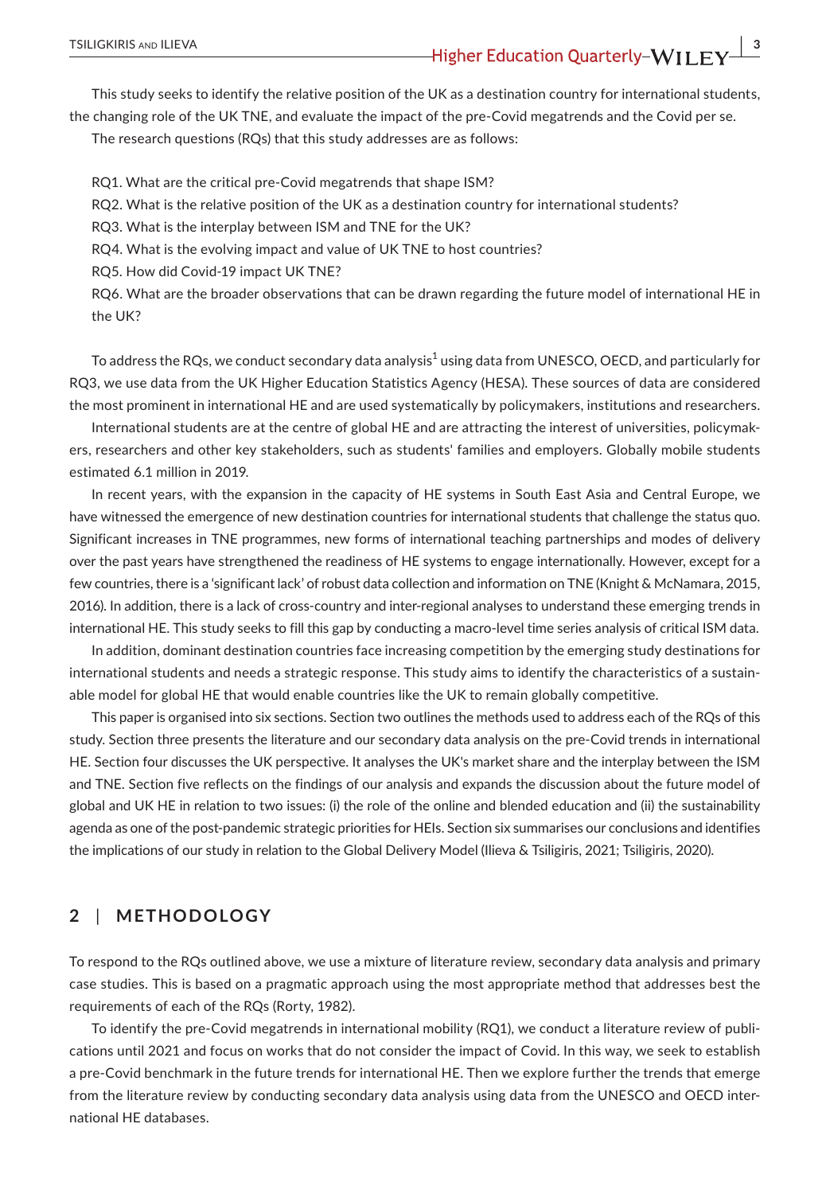This study seeks to identify the relative position of the UK as a destination country for international students, the changing role of the UK TNE, and evaluate the impact of the pre-Covid megatrends and the Covid per se.

The research questions (RQs) that this study addresses are as follows:

RQ1. What are the critical pre-Covid megatrends that shape ISM?

RQ2. What is the relative position of the UK as a destination country for international students?

RQ3. What is the interplay between ISM and TNE for the UK?

RQ4. What is the evolving impact and value of UK TNE to host countries?

RQ5. How did Covid-19 impact UK TNE?

RQ6. What are the broader observations that can be drawn regarding the future model of international HE in the UK?

To address the RQs, we conduct secondary data analysis[1] using data from UNESCO, OECD, and particularly for RQ3, we use data from the UK Higher Education Statistics Agency (HESA). These sources of data are considered the most prominent in international HE and are used systematically by policymakers, institutions and researchers.

International students are at the centre of global HE and are attracting the interest of universities, policymakers, researchers and other key stakeholders, such as students' families and employers. Globally mobile students estimated 6.1 million in 2019.

In recent years, with the expansion in the capacity of HE systems in South East Asia and Central Europe, we have witnessed the emergence of new destination countries for international students that challenge the status quo. Significant increases in TNE programmes, new forms of international teaching partnerships and modes of delivery over the past years have strengthened the readiness of HE systems to engage internationally. However, except for a few countries, there is a 'significant lack' of robust data collection and information on TNE (Knight & McNamara, 2015, 2016). In addition, there is a lack of cross-country and inter-regional analyses to understand these emerging trends in international HE. This study seeks to fill this gap by conducting a macro-level time series analysis of critical ISM data.

In addition, dominant destination countries face increasing competition by the emerging study destinations for international students and needs a strategic response. This study aims to identify the characteristics of a sustainable model for global HE that would enable countries like the UK to remain globally competitive.

This paper is organised into six sections. Section two outlines the methods used to address each of the RQs of this study. Section three presents the literature and our secondary data analysis on the pre-Covid trends in international HE. Section four discusses the UK perspective. It analyses the UK's market share and the interplay between the ISM and TNE. Section five reflects on the findings of our analysis and expands the discussion about the future model of global and UK HE in relation to two issues: (i) the role of the online and blended education and (ii) the sustainability agenda as one of the post-pandemic strategic priorities for HEIs. Section six summarises our conclusions and identifies the implications of our study in relation to the Global Delivery Model (Ilieva & Tsiligiris, 2021; Tsiligiris, 2020).

## 2 | METHODOLOGY

To respond to the RQs outlined above, we use a mixture of literature review, secondary data analysis and primary case studies. This is based on a pragmatic approach using the most appropriate method that addresses best the requirements of each of the RQs (Rorty, 1982).

To identify the pre-Covid megatrends in international mobility (RQ1), we conduct a literature review of publications until 2021 and focus on works that do not consider the impact of Covid. In this way, we seek to establish a pre-Covid benchmark in the future trends for international HE. Then we explore further the trends that emerge from the literature review by conducting secondary data analysis using data from the UNESCO and OECD international HE databases.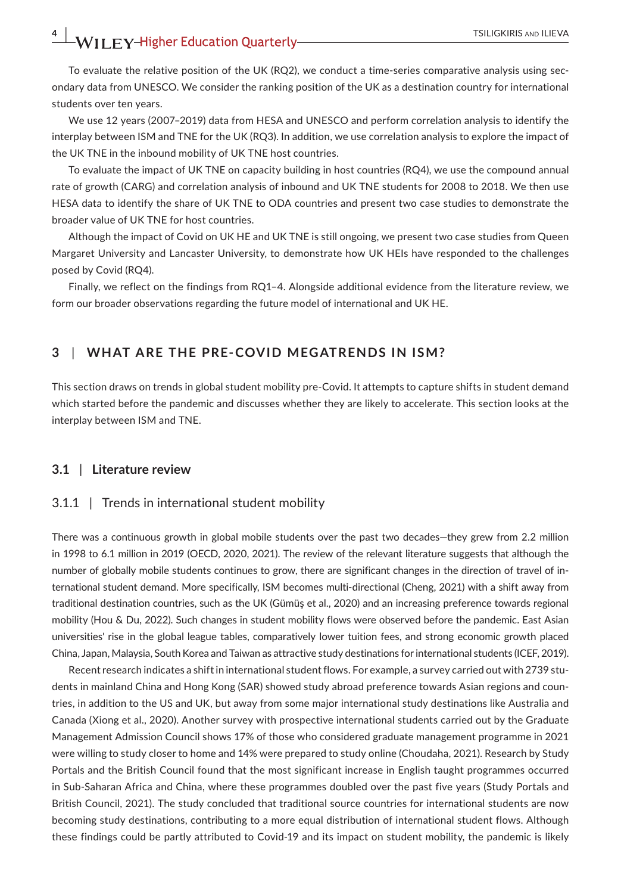To evaluate the relative position of the UK (RQ2), we conduct a time-series comparative analysis using secondary data from UNESCO. We consider the ranking position of the UK as a destination country for international students over ten years.

We use 12 years (2007–2019) data from HESA and UNESCO and perform correlation analysis to identify the interplay between ISM and TNE for the UK (RQ3). In addition, we use correlation analysis to explore the impact of the UK TNE in the inbound mobility of UK TNE host countries.

To evaluate the impact of UK TNE on capacity building in host countries (RQ4), we use the compound annual rate of growth (CARG) and correlation analysis of inbound and UK TNE students for 2008 to 2018. We then use HESA data to identify the share of UK TNE to ODA countries and present two case studies to demonstrate the broader value of UK TNE for host countries.

Although the impact of Covid on UK HE and UK TNE is still ongoing, we present two case studies from Queen Margaret University and Lancaster University, to demonstrate how UK HEIs have responded to the challenges posed by Covid (RQ4).

Finally, we reflect on the findings from RQ1–4. Alongside additional evidence from the literature review, we form our broader observations regarding the future model of international and UK HE.

## 3 | WHAT ARE THE PRE-COVID MEGATRENDS IN ISM?

This section draws on trends in global student mobility pre-Covid. It attempts to capture shifts in student demand which started before the pandemic and discusses whether they are likely to accelerate. This section looks at the interplay between ISM and TNE.

### 3.1 | Literature review

#### 3.1.1 | Trends in international student mobility

There was a continuous growth in global mobile students over the past two decades—they grew from 2.2 million in 1998 to 6.1 million in 2019 (OECD, 2020, 2021). The review of the relevant literature suggests that although the number of globally mobile students continues to grow, there are significant changes in the direction of travel of international student demand. More specifically, ISM becomes multi-directional (Cheng, 2021) with a shift away from traditional destination countries, such as the UK (Gümüş et al., 2020) and an increasing preference towards regional mobility (Hou & Du, 2022). Such changes in student mobility flows were observed before the pandemic. East Asian universities' rise in the global league tables, comparatively lower tuition fees, and strong economic growth placed China, Japan, Malaysia, South Korea and Taiwan as attractive study destinations for international students (ICEF, 2019).

Recent research indicates a shift in international student flows. For example, a survey carried out with 2739 students in mainland China and Hong Kong (SAR) showed study abroad preference towards Asian regions and countries, in addition to the US and UK, but away from some major international study destinations like Australia and Canada (Xiong et al., 2020). Another survey with prospective international students carried out by the Graduate Management Admission Council shows 17% of those who considered graduate management programme in 2021 were willing to study closer to home and 14% were prepared to study online (Choudaha, 2021). Research by Study Portals and the British Council found that the most significant increase in English taught programmes occurred in Sub-Saharan Africa and China, where these programmes doubled over the past five years (Study Portals and British Council, 2021). The study concluded that traditional source countries for international students are now becoming study destinations, contributing to a more equal distribution of international student flows. Although these findings could be partly attributed to Covid-19 and its impact on student mobility, the pandemic is likely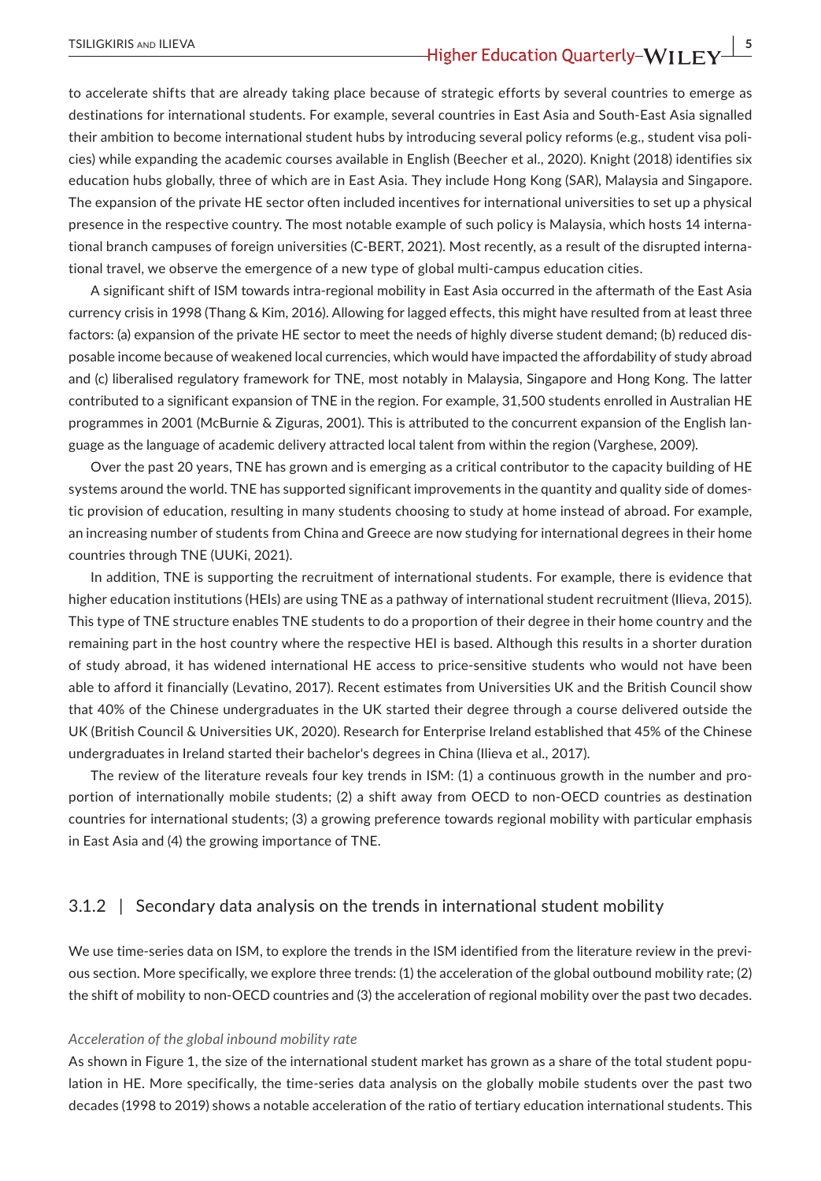to accelerate shifts that are already taking place because of strategic efforts by several countries to emerge as destinations for international students. For example, several countries in East Asia and South-East Asia signalled their ambition to become international student hubs by introducing several policy reforms (e.g., student visa policies) while expanding the academic courses available in English (Beecher et al., 2020). Knight (2018) identifies six education hubs globally, three of which are in East Asia. They include Hong Kong (SAR), Malaysia and Singapore. The expansion of the private HE sector often included incentives for international universities to set up a physical presence in the respective country. The most notable example of such policy is Malaysia, which hosts 14 international branch campuses of foreign universities (C-BERT, 2021). Most recently, as a result of the disrupted international travel, we observe the emergence of a new type of global multi-campus education cities.

A significant shift of ISM towards intra-regional mobility in East Asia occurred in the aftermath of the East Asia currency crisis in 1998 (Thang & Kim, 2016). Allowing for lagged effects, this might have resulted from at least three factors: (a) expansion of the private HE sector to meet the needs of highly diverse student demand; (b) reduced disposable income because of weakened local currencies, which would have impacted the affordability of study abroad and (c) liberalised regulatory framework for TNE, most notably in Malaysia, Singapore and Hong Kong. The latter contributed to a significant expansion of TNE in the region. For example, 31,500 students enrolled in Australian HE programmes in 2001 (McBurnie & Ziguras, 2001). This is attributed to the concurrent expansion of the English language as the language of academic delivery attracted local talent from within the region (Varghese, 2009).

Over the past 20 years, TNE has grown and is emerging as a critical contributor to the capacity building of HE systems around the world. TNE has supported significant improvements in the quantity and quality side of domestic provision of education, resulting in many students choosing to study at home instead of abroad. For example, an increasing number of students from China and Greece are now studying for international degrees in their home countries through TNE (UUKi, 2021).

In addition, TNE is supporting the recruitment of international students. For example, there is evidence that higher education institutions (HEIs) are using TNE as a pathway of international student recruitment (Ilieva, 2015). This type of TNE structure enables TNE students to do a proportion of their degree in their home country and the remaining part in the host country where the respective HEI is based. Although this results in a shorter duration of study abroad, it has widened international HE access to price-sensitive students who would not have been able to afford it financially (Levatino, 2017). Recent estimates from Universities UK and the British Council show that 40% of the Chinese undergraduates in the UK started their degree through a course delivered outside the UK (British Council & Universities UK, 2020). Research for Enterprise Ireland established that 45% of the Chinese undergraduates in Ireland started their bachelor's degrees in China (Ilieva et al., 2017).

The review of the literature reveals four key trends in ISM: (1) a continuous growth in the number and proportion of internationally mobile students; (2) a shift away from OECD to non-OECD countries as destination countries for international students; (3) a growing preference towards regional mobility with particular emphasis in East Asia and (4) the growing importance of TNE.

### 3.1.2 | Secondary data analysis on the trends in international student mobility

We use time-series data on ISM, to explore the trends in the ISM identified from the literature review in the previous section. More specifically, we explore three trends: (1) the acceleration of the global outbound mobility rate; (2) the shift of mobility to non-OECD countries and (3) the acceleration of regional mobility over the past two decades.

*Acceleration of the global inbound mobility rate*

As shown in Figure 1, the size of the international student market has grown as a share of the total student population in HE. More specifically, the time-series data analysis on the globally mobile students over the past two decades (1998 to 2019) shows a notable acceleration of the ratio of tertiary education international students. This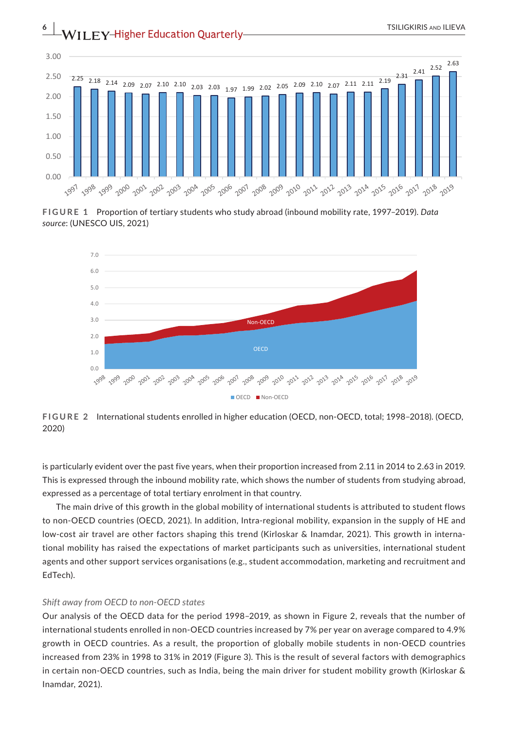FIGURE 1 Proportion of tertiary students who study abroad (inbound mobility rate, 1997–2019). *Data source*: (UNESCO UIS, 2021)

FIGURE 2 International students enrolled in higher education (OECD, non-OECD, total; 1998–2018). (OECD, 2020)

is particularly evident over the past five years, when their proportion increased from 2.11 in 2014 to 2.63 in 2019. This is expressed through the inbound mobility rate, which shows the number of students from studying abroad, expressed as a percentage of total tertiary enrolment in that country.

The main drive of this growth in the global mobility of international students is attributed to student flows to non-OECD countries (OECD, 2021). In addition, Intra-regional mobility, expansion in the supply of HE and low-cost air travel are other factors shaping this trend (Kirloskar & Inamdar, 2021). This growth in international mobility has raised the expectations of market participants such as universities, international student agents and other support services organisations (e.g., student accommodation, marketing and recruitment and EdTech).

*Shift away from OECD to non-OECD states*

Our analysis of the OECD data for the period 1998–2019, as shown in Figure 2, reveals that the number of international students enrolled in non-OECD countries increased by 7% per year on average compared to 4.9% growth in OECD countries. As a result, the proportion of globally mobile students in non-OECD countries increased from 23% in 1998 to 31% in 2019 (Figure 3). This is the result of several factors with demographics in certain non-OECD countries, such as India, being the main driver for student mobility growth (Kirloskar & Inamdar, 2021).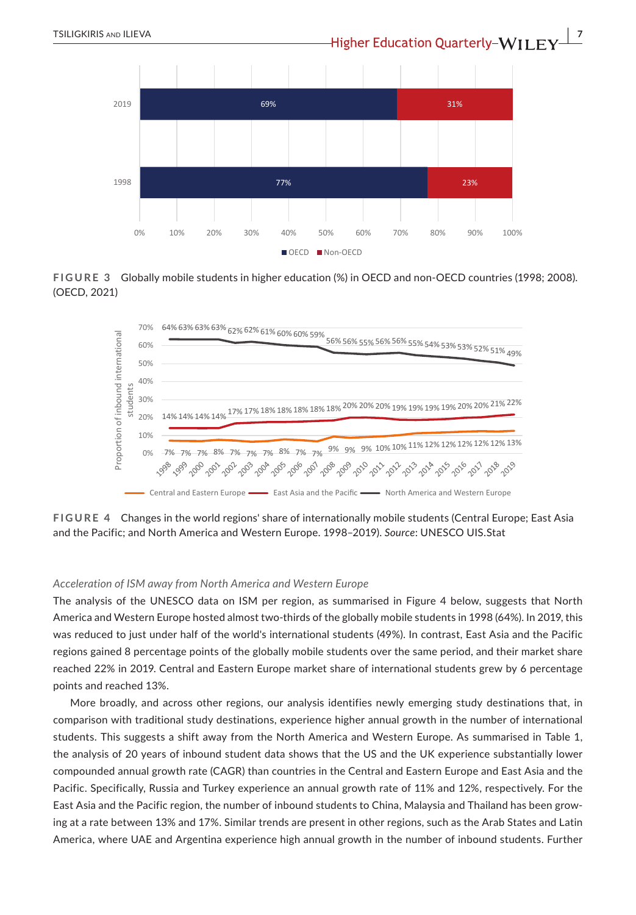**FIGURE 3** Globally mobile students in higher education (%) in OECD and non-OECD countries (1998; 2008). (OECD, 2021)

**FIGURE 4** Changes in the world regions' share of internationally mobile students (Central Europe; East Asia and the Pacific; and North America and Western Europe. 1998–2019). *Source*: UNESCO UIS.Stat

*Acceleration of ISM away from North America and Western Europe*

The analysis of the UNESCO data on ISM per region, as summarised in Figure 4 below, suggests that North America and Western Europe hosted almost two-thirds of the globally mobile students in 1998 (64%). In 2019, this was reduced to just under half of the world's international students (49%). In contrast, East Asia and the Pacific regions gained 8 percentage points of the globally mobile students over the same period, and their market share reached 22% in 2019. Central and Eastern Europe market share of international students grew by 6 percentage points and reached 13%.

More broadly, and across other regions, our analysis identifies newly emerging study destinations that, in comparison with traditional study destinations, experience higher annual growth in the number of international students. This suggests a shift away from the North America and Western Europe. As summarised in Table 1, the analysis of 20 years of inbound student data shows that the US and the UK experience substantially lower compounded annual growth rate (CAGR) than countries in the Central and Eastern Europe and East Asia and the Pacific. Specifically, Russia and Turkey experience an annual growth rate of 11% and 12%, respectively. For the East Asia and the Pacific region, the number of inbound students to China, Malaysia and Thailand has been growing at a rate between 13% and 17%. Similar trends are present in other regions, such as the Arab States and Latin America, where UAE and Argentina experience high annual growth in the number of inbound students. Further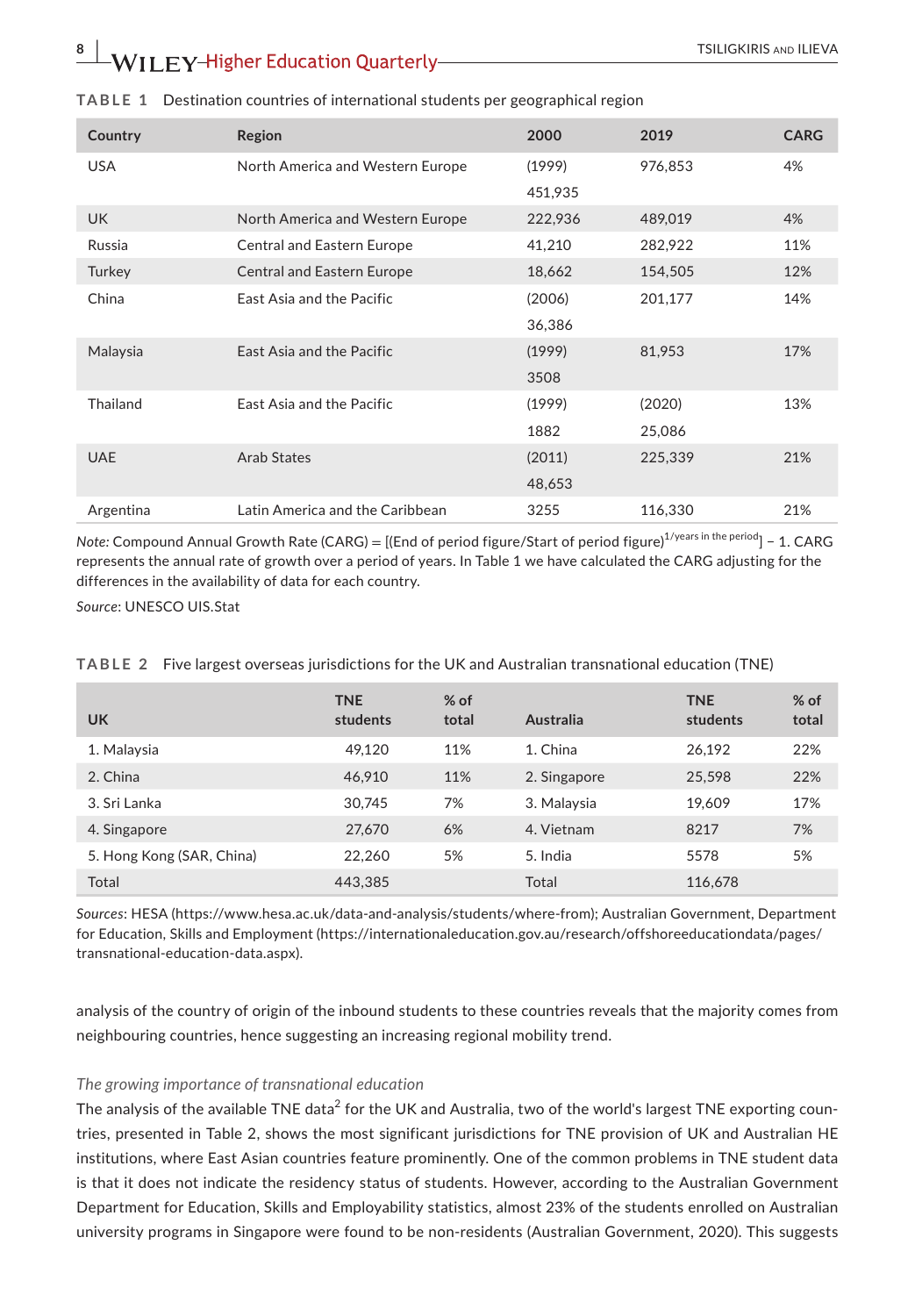**TABLE 1** Destination countries of international students per geographical region

| Country | Region | 2000 | 2019 | CARG |
|---|---|---|---|---|
| USA | North America and Western Europe | (1999) 451,935 | 976,853 | 4% |
| UK | North America and Western Europe | 222,936 | 489,019 | 4% |
| Russia | Central and Eastern Europe | 41,210 | 282,922 | 11% |
| Turkey | Central and Eastern Europe | 18,662 | 154,505 | 12% |
| China | East Asia and the Pacific | (2006) 36,386 | 201,177 | 14% |
| Malaysia | East Asia and the Pacific | (1999) 3508 | 81,953 | 17% |
| Thailand | East Asia and the Pacific | (1999) 1882 | (2020) 25,086 | 13% |
| UAE | Arab States | (2011) 48,653 | 225,339 | 21% |
| Argentina | Latin America and the Caribbean | 3255 | 116,330 | 21% |

*Note*: Compound Annual Growth Rate (CARG) = [(End of period figure/Start of period figure)$^{1/\text{years in the period}}$] − 1. CARG represents the annual rate of growth over a period of years. In Table 1 we have calculated the CARG adjusting for the differences in the availability of data for each country.

*Source*: UNESCO UIS.Stat

**TABLE 2** Five largest overseas jurisdictions for the UK and Australian transnational education (TNE)

| UK | TNE students | % of total | Australia | TNE students | % of total |
|---|---|---|---|---|---|
| 1. Malaysia | 49,120 | 11% | 1. China | 26,192 | 22% |
| 2. China | 46,910 | 11% | 2. Singapore | 25,598 | 22% |
| 3. Sri Lanka | 30,745 | 7% | 3. Malaysia | 19,609 | 17% |
| 4. Singapore | 27,670 | 6% | 4. Vietnam | 8217 | 7% |
| 5. Hong Kong (SAR, China) | 22,260 | 5% | 5. India | 5578 | 5% |
| Total | 443,385 | | Total | 116,678 | |

*Sources*: HESA (https://www.hesa.ac.uk/data-and-analysis/students/where-from); Australian Government, Department for Education, Skills and Employment (https://internationaleducation.gov.au/research/offshoreeducationdata/pages/transnational-education-data.aspx).

analysis of the country of origin of the inbound students to these countries reveals that the majority comes from neighbouring countries, hence suggesting an increasing regional mobility trend.

### *The growing importance of transnational education*

The analysis of the available TNE data[2] for the UK and Australia, two of the world's largest TNE exporting countries, presented in Table 2, shows the most significant jurisdictions for TNE provision of UK and Australian HE institutions, where East Asian countries feature prominently. One of the common problems in TNE student data is that it does not indicate the residency status of students. However, according to the Australian Government Department for Education, Skills and Employability statistics, almost 23% of the students enrolled on Australian university programs in Singapore were found to be non-residents (Australian Government, 2020). This suggests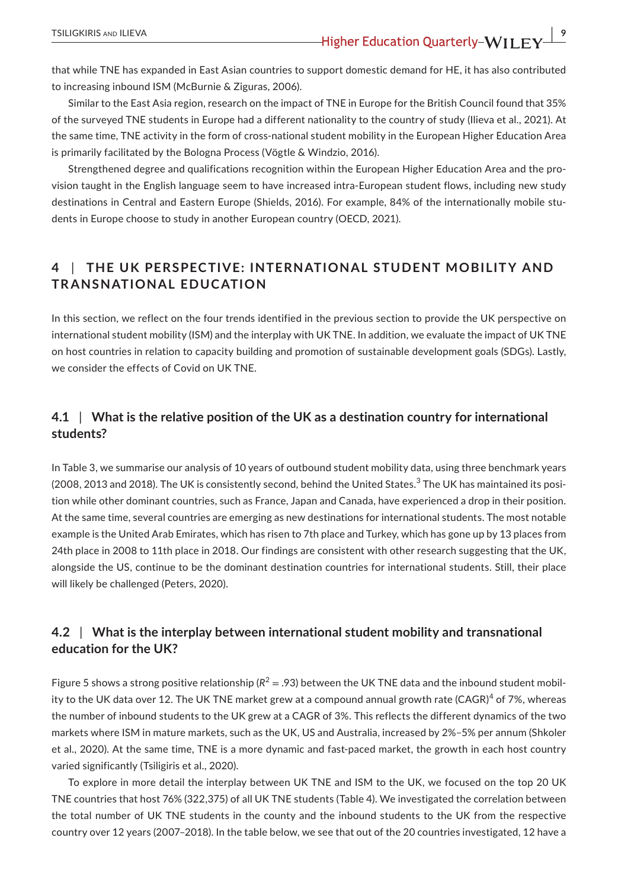that while TNE has expanded in East Asian countries to support domestic demand for HE, it has also contributed to increasing inbound ISM (McBurnie & Ziguras, 2006).

Similar to the East Asia region, research on the impact of TNE in Europe for the British Council found that 35% of the surveyed TNE students in Europe had a different nationality to the country of study (Ilieva et al., 2021). At the same time, TNE activity in the form of cross-national student mobility in the European Higher Education Area is primarily facilitated by the Bologna Process (Vögtle & Windzio, 2016).

Strengthened degree and qualifications recognition within the European Higher Education Area and the provision taught in the English language seem to have increased intra-European student flows, including new study destinations in Central and Eastern Europe (Shields, 2016). For example, 84% of the internationally mobile students in Europe choose to study in another European country (OECD, 2021).

## 4 | THE UK PERSPECTIVE: INTERNATIONAL STUDENT MOBILITY AND TRANSNATIONAL EDUCATION

In this section, we reflect on the four trends identified in the previous section to provide the UK perspective on international student mobility (ISM) and the interplay with UK TNE. In addition, we evaluate the impact of UK TNE on host countries in relation to capacity building and promotion of sustainable development goals (SDGs). Lastly, we consider the effects of Covid on UK TNE.

### 4.1 | What is the relative position of the UK as a destination country for international students?

In Table 3, we summarise our analysis of 10 years of outbound student mobility data, using three benchmark years (2008, 2013 and 2018). The UK is consistently second, behind the United States.[3] The UK has maintained its position while other dominant countries, such as France, Japan and Canada, have experienced a drop in their position. At the same time, several countries are emerging as new destinations for international students. The most notable example is the United Arab Emirates, which has risen to 7th place and Turkey, which has gone up by 13 places from 24th place in 2008 to 11th place in 2018. Our findings are consistent with other research suggesting that the UK, alongside the US, continue to be the dominant destination countries for international students. Still, their place will likely be challenged (Peters, 2020).

### 4.2 | What is the interplay between international student mobility and transnational education for the UK?

Figure 5 shows a strong positive relationship ($R^2 = .93$) between the UK TNE data and the inbound student mobility to the UK data over 12. The UK TNE market grew at a compound annual growth rate (CAGR)[4] of 7%, whereas the number of inbound students to the UK grew at a CAGR of 3%. This reflects the different dynamics of the two markets where ISM in mature markets, such as the UK, US and Australia, increased by 2%–5% per annum (Shkoler et al., 2020). At the same time, TNE is a more dynamic and fast-paced market, the growth in each host country varied significantly (Tsiligiris et al., 2020).

To explore in more detail the interplay between UK TNE and ISM to the UK, we focused on the top 20 UK TNE countries that host 76% (322,375) of all UK TNE students (Table 4). We investigated the correlation between the total number of UK TNE students in the county and the inbound students to the UK from the respective country over 12 years (2007–2018). In the table below, we see that out of the 20 countries investigated, 12 have a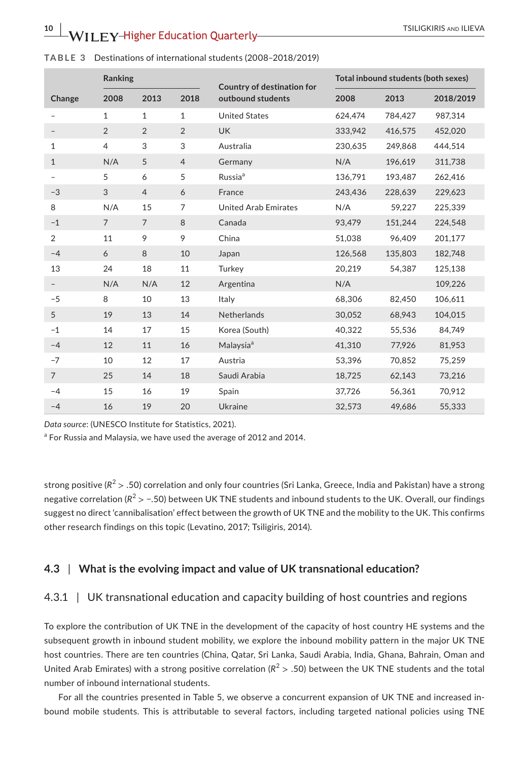**TABLE 3** Destinations of international students (2008–2018/2019)

| Change | Ranking | | | Country of destination for outbound students | Total inbound students (both sexes) | | |
|---|---|---|---|---|---|---|---|
| | 2008 | 2013 | 2018 | | 2008 | 2013 | 2018/2019 |
| – | 1 | 1 | 1 | United States | 624,474 | 784,427 | 987,314 |
| – | 2 | 2 | 2 | UK | 333,942 | 416,575 | 452,020 |
| 1 | 4 | 3 | 3 | Australia | 230,635 | 249,868 | 444,514 |
| 1 | N/A | 5 | 4 | Germany | N/A | 196,619 | 311,738 |
| – | 5 | 6 | 5 | Russia[a] | 136,791 | 193,487 | 262,416 |
| −3 | 3 | 4 | 6 | France | 243,436 | 228,639 | 229,623 |
| 8 | N/A | 15 | 7 | United Arab Emirates | N/A | 59,227 | 225,339 |
| −1 | 7 | 7 | 8 | Canada | 93,479 | 151,244 | 224,548 |
| 2 | 11 | 9 | 9 | China | 51,038 | 96,409 | 201,177 |
| −4 | 6 | 8 | 10 | Japan | 126,568 | 135,803 | 182,748 |
| 13 | 24 | 18 | 11 | Turkey | 20,219 | 54,387 | 125,138 |
| – | N/A | N/A | 12 | Argentina | N/A | | 109,226 |
| −5 | 8 | 10 | 13 | Italy | 68,306 | 82,450 | 106,611 |
| 5 | 19 | 13 | 14 | Netherlands | 30,052 | 68,943 | 104,015 |
| −1 | 14 | 17 | 15 | Korea (South) | 40,322 | 55,536 | 84,749 |
| −4 | 12 | 11 | 16 | Malaysia[a] | 41,310 | 77,926 | 81,953 |
| −7 | 10 | 12 | 17 | Austria | 53,396 | 70,852 | 75,259 |
| 7 | 25 | 14 | 18 | Saudi Arabia | 18,725 | 62,143 | 73,216 |
| −4 | 15 | 16 | 19 | Spain | 37,726 | 56,361 | 70,912 |
| −4 | 16 | 19 | 20 | Ukraine | 32,573 | 49,686 | 55,333 |

*Data source*: (UNESCO Institute for Statistics, 2021).

[a] For Russia and Malaysia, we have used the average of 2012 and 2014.

strong positive ($R^2 > .50$) correlation and only four countries (Sri Lanka, Greece, India and Pakistan) have a strong negative correlation ($R^2 > -.50$) between UK TNE students and inbound students to the UK. Overall, our findings suggest no direct 'cannibalisation' effect between the growth of UK TNE and the mobility to the UK. This confirms other research findings on this topic (Levatino, 2017; Tsiligiris, 2014).

## 4.3 | What is the evolving impact and value of UK transnational education?

### 4.3.1 | UK transnational education and capacity building of host countries and regions

To explore the contribution of UK TNE in the development of the capacity of host country HE systems and the subsequent growth in inbound student mobility, we explore the inbound mobility pattern in the major UK TNE host countries. There are ten countries (China, Qatar, Sri Lanka, Saudi Arabia, India, Ghana, Bahrain, Oman and United Arab Emirates) with a strong positive correlation ($R^2 > .50$) between the UK TNE students and the total number of inbound international students.

For all the countries presented in Table 5, we observe a concurrent expansion of UK TNE and increased inbound mobile students. This is attributable to several factors, including targeted national policies using TNE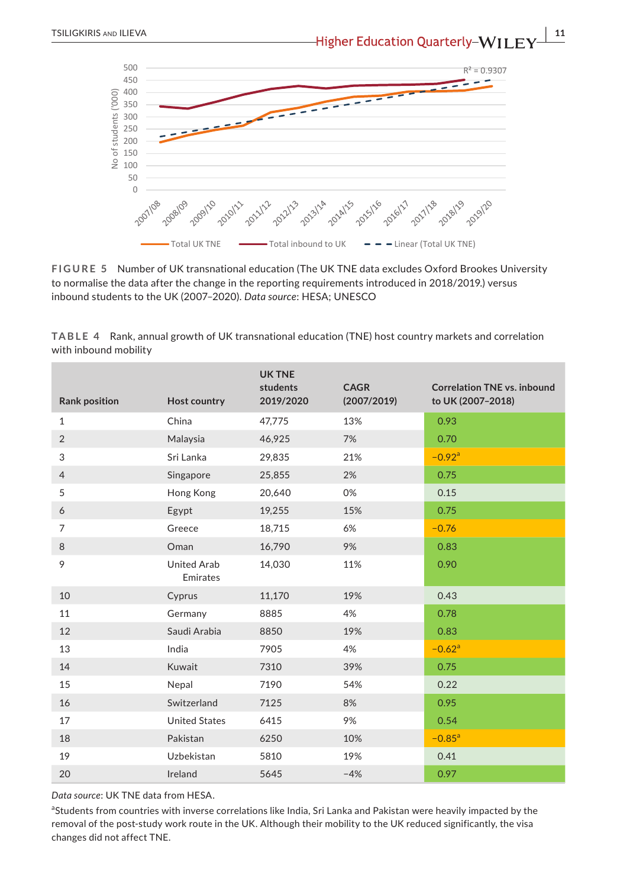FIGURE 5 Number of UK transnational education (The UK TNE data excludes Oxford Brookes University to normalise the data after the change in the reporting requirements introduced in 2018/2019.) versus inbound students to the UK (2007–2020). *Data source*: HESA; UNESCO

TABLE 4 Rank, annual growth of UK transnational education (TNE) host country markets and correlation with inbound mobility

| Rank position | Host country | UK TNE students 2019/2020 | CAGR (2007/2019) | Correlation TNE vs. inbound to UK (2007–2018) |
|---|---|---|---|---|
| 1 | China | 47,775 | 13% | 0.93 |
| 2 | Malaysia | 46,925 | 7% | 0.70 |
| 3 | Sri Lanka | 29,835 | 21% | −0.92[a] |
| 4 | Singapore | 25,855 | 2% | 0.75 |
| 5 | Hong Kong | 20,640 | 0% | 0.15 |
| 6 | Egypt | 19,255 | 15% | 0.75 |
| 7 | Greece | 18,715 | 6% | −0.76 |
| 8 | Oman | 16,790 | 9% | 0.83 |
| 9 | United Arab Emirates | 14,030 | 11% | 0.90 |
| 10 | Cyprus | 11,170 | 19% | 0.43 |
| 11 | Germany | 8885 | 4% | 0.78 |
| 12 | Saudi Arabia | 8850 | 19% | 0.83 |
| 13 | India | 7905 | 4% | −0.62[a] |
| 14 | Kuwait | 7310 | 39% | 0.75 |
| 15 | Nepal | 7190 | 54% | 0.22 |
| 16 | Switzerland | 7125 | 8% | 0.95 |
| 17 | United States | 6415 | 9% | 0.54 |
| 18 | Pakistan | 6250 | 10% | −0.85[a] |
| 19 | Uzbekistan | 5810 | 19% | 0.41 |
| 20 | Ireland | 5645 | −4% | 0.97 |

*Data source*: UK TNE data from HESA.

[a]Students from countries with inverse correlations like India, Sri Lanka and Pakistan were heavily impacted by the removal of the post-study work route in the UK. Although their mobility to the UK reduced significantly, the visa changes did not affect TNE.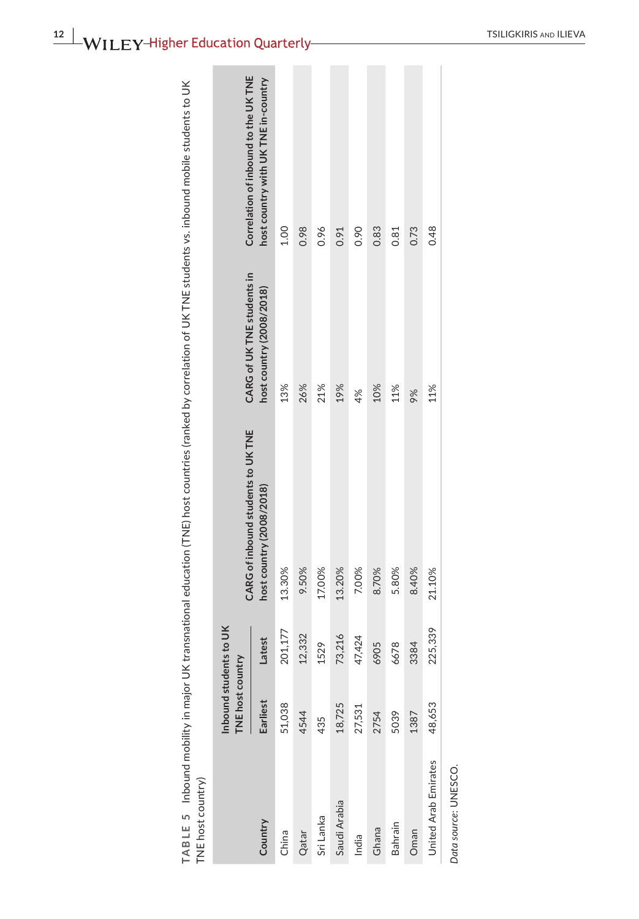TABLE 5 Inbound mobility in major UK transnational education (TNE) host countries (ranked by correlation of UK TNE students vs. inbound mobile students to UK TNE host country)

| Country | Inbound students to UK TNE host country | | CARG of inbound students to UK TNE host country (2008/2018) | CARG of UK TNE students in host country (2008/2018) | Correlation of inbound to the UK TNE host country with UK TNE in-country |
|---|---|---|---|---|---|
| | Earliest | Latest | | | |
| China | 51,038 | 201,177 | 13.30% | 13% | 1.00 |
| Qatar | 4544 | 12,332 | 9.50% | 26% | 0.98 |
| Sri Lanka | 435 | 1529 | 17.00% | 21% | 0.96 |
| Saudi Arabia | 18,725 | 73,216 | 13.20% | 19% | 0.91 |
| India | 27,531 | 47,424 | 7.00% | 4% | 0.90 |
| Ghana | 2754 | 6905 | 8.70% | 10% | 0.83 |
| Bahrain | 5039 | 6678 | 5.80% | 11% | 0.81 |
| Oman | 1387 | 3384 | 8.40% | 9% | 0.73 |
| United Arab Emirates | 48,653 | 225,339 | 21.10% | 11% | 0.48 |

*Data source*: UNESCO.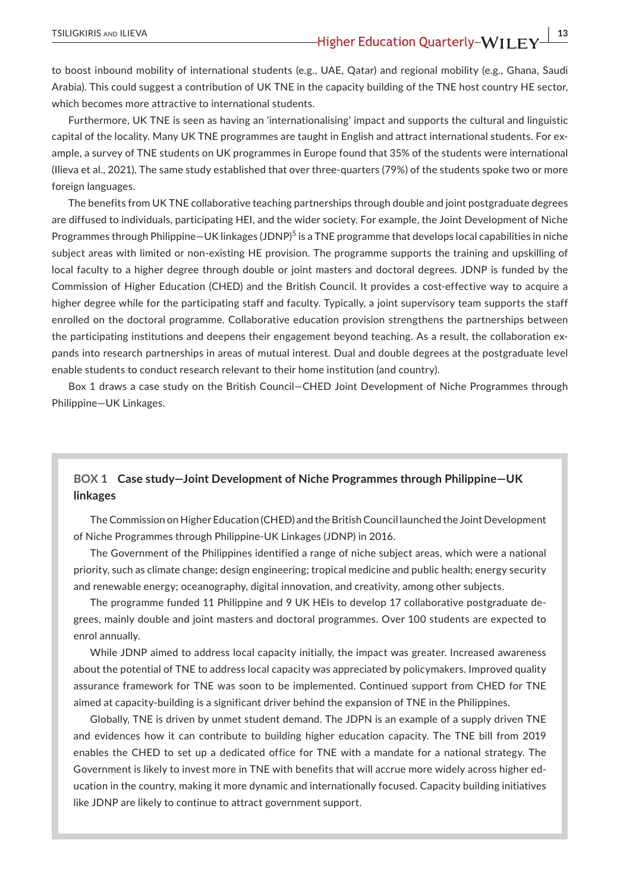to boost inbound mobility of international students (e.g., UAE, Qatar) and regional mobility (e.g., Ghana, Saudi Arabia). This could suggest a contribution of UK TNE in the capacity building of the TNE host country HE sector, which becomes more attractive to international students.

Furthermore, UK TNE is seen as having an 'internationalising' impact and supports the cultural and linguistic capital of the locality. Many UK TNE programmes are taught in English and attract international students. For example, a survey of TNE students on UK programmes in Europe found that 35% of the students were international (Ilieva et al., 2021). The same study established that over three-quarters (79%) of the students spoke two or more foreign languages.

The benefits from UK TNE collaborative teaching partnerships through double and joint postgraduate degrees are diffused to individuals, participating HEI, and the wider society. For example, the Joint Development of Niche Programmes through Philippine—UK linkages (JDNP)[5] is a TNE programme that develops local capabilities in niche subject areas with limited or non-existing HE provision. The programme supports the training and upskilling of local faculty to a higher degree through double or joint masters and doctoral degrees. JDNP is funded by the Commission of Higher Education (CHED) and the British Council. It provides a cost-effective way to acquire a higher degree while for the participating staff and faculty. Typically, a joint supervisory team supports the staff enrolled on the doctoral programme. Collaborative education provision strengthens the partnerships between the participating institutions and deepens their engagement beyond teaching. As a result, the collaboration expands into research partnerships in areas of mutual interest. Dual and double degrees at the postgraduate level enable students to conduct research relevant to their home institution (and country).

Box 1 draws a case study on the British Council—CHED Joint Development of Niche Programmes through Philippine—UK Linkages.

**BOX 1 Case study—Joint Development of Niche Programmes through Philippine—UK linkages**

The Commission on Higher Education (CHED) and the British Council launched the Joint Development of Niche Programmes through Philippine-UK Linkages (JDNP) in 2016.

The Government of the Philippines identified a range of niche subject areas, which were a national priority, such as climate change; design engineering; tropical medicine and public health; energy security and renewable energy; oceanography, digital innovation, and creativity, among other subjects.

The programme funded 11 Philippine and 9 UK HEIs to develop 17 collaborative postgraduate degrees, mainly double and joint masters and doctoral programmes. Over 100 students are expected to enrol annually.

While JDNP aimed to address local capacity initially, the impact was greater. Increased awareness about the potential of TNE to address local capacity was appreciated by policymakers. Improved quality assurance framework for TNE was soon to be implemented. Continued support from CHED for TNE aimed at capacity-building is a significant driver behind the expansion of TNE in the Philippines.

Globally, TNE is driven by unmet student demand. The JDPN is an example of a supply driven TNE and evidences how it can contribute to building higher education capacity. The TNE bill from 2019 enables the CHED to set up a dedicated office for TNE with a mandate for a national strategy. The Government is likely to invest more in TNE with benefits that will accrue more widely across higher education in the country, making it more dynamic and internationally focused. Capacity building initiatives like JDNP are likely to continue to attract government support.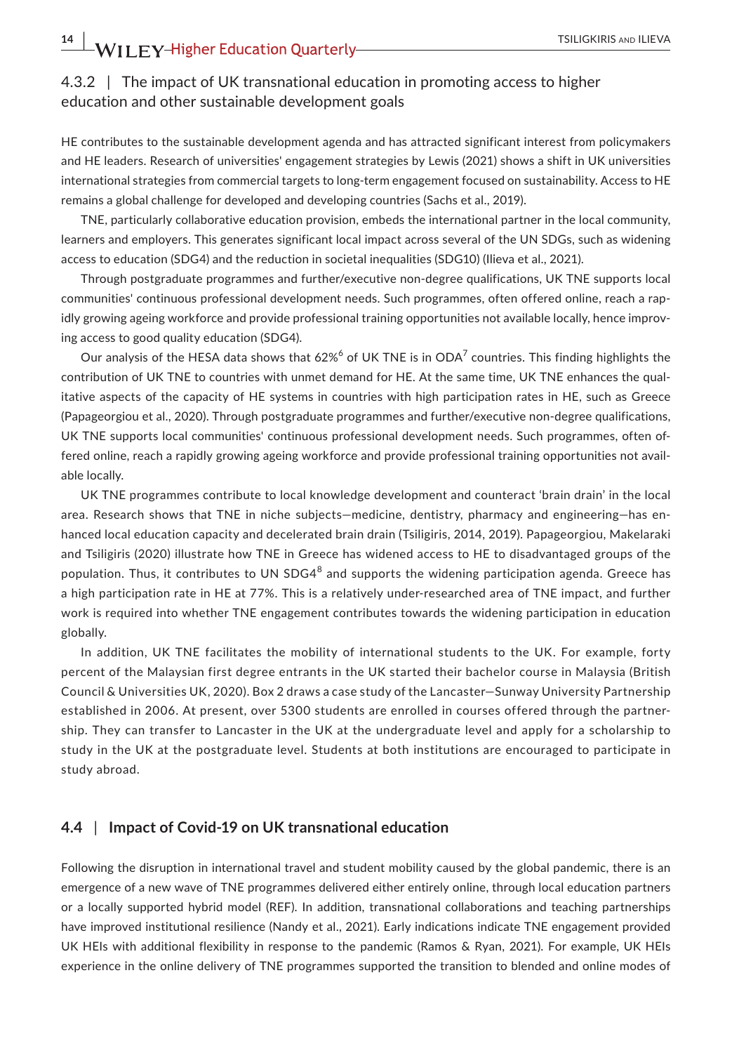### 4.3.2 | The impact of UK transnational education in promoting access to higher education and other sustainable development goals

HE contributes to the sustainable development agenda and has attracted significant interest from policymakers and HE leaders. Research of universities' engagement strategies by Lewis (2021) shows a shift in UK universities international strategies from commercial targets to long-term engagement focused on sustainability. Access to HE remains a global challenge for developed and developing countries (Sachs et al., 2019).

TNE, particularly collaborative education provision, embeds the international partner in the local community, learners and employers. This generates significant local impact across several of the UN SDGs, such as widening access to education (SDG4) and the reduction in societal inequalities (SDG10) (Ilieva et al., 2021).

Through postgraduate programmes and further/executive non-degree qualifications, UK TNE supports local communities' continuous professional development needs. Such programmes, often offered online, reach a rapidly growing ageing workforce and provide professional training opportunities not available locally, hence improving access to good quality education (SDG4).

Our analysis of the HESA data shows that 62%[6] of UK TNE is in ODA[7] countries. This finding highlights the contribution of UK TNE to countries with unmet demand for HE. At the same time, UK TNE enhances the qualitative aspects of the capacity of HE systems in countries with high participation rates in HE, such as Greece (Papageorgiou et al., 2020). Through postgraduate programmes and further/executive non-degree qualifications, UK TNE supports local communities' continuous professional development needs. Such programmes, often offered online, reach a rapidly growing ageing workforce and provide professional training opportunities not available locally.

UK TNE programmes contribute to local knowledge development and counteract 'brain drain' in the local area. Research shows that TNE in niche subjects—medicine, dentistry, pharmacy and engineering—has enhanced local education capacity and decelerated brain drain (Tsiligiris, 2014, 2019). Papageorgiou, Makelaraki and Tsiligiris (2020) illustrate how TNE in Greece has widened access to HE to disadvantaged groups of the population. Thus, it contributes to UN SDG4[8] and supports the widening participation agenda. Greece has a high participation rate in HE at 77%. This is a relatively under-researched area of TNE impact, and further work is required into whether TNE engagement contributes towards the widening participation in education globally.

In addition, UK TNE facilitates the mobility of international students to the UK. For example, forty percent of the Malaysian first degree entrants in the UK started their bachelor course in Malaysia (British Council & Universities UK, 2020). Box 2 draws a case study of the Lancaster—Sunway University Partnership established in 2006. At present, over 5300 students are enrolled in courses offered through the partnership. They can transfer to Lancaster in the UK at the undergraduate level and apply for a scholarship to study in the UK at the postgraduate level. Students at both institutions are encouraged to participate in study abroad.

## 4.4 | Impact of Covid-19 on UK transnational education

Following the disruption in international travel and student mobility caused by the global pandemic, there is an emergence of a new wave of TNE programmes delivered either entirely online, through local education partners or a locally supported hybrid model (REF). In addition, transnational collaborations and teaching partnerships have improved institutional resilience (Nandy et al., 2021). Early indications indicate TNE engagement provided UK HEIs with additional flexibility in response to the pandemic (Ramos & Ryan, 2021). For example, UK HEIs experience in the online delivery of TNE programmes supported the transition to blended and online modes of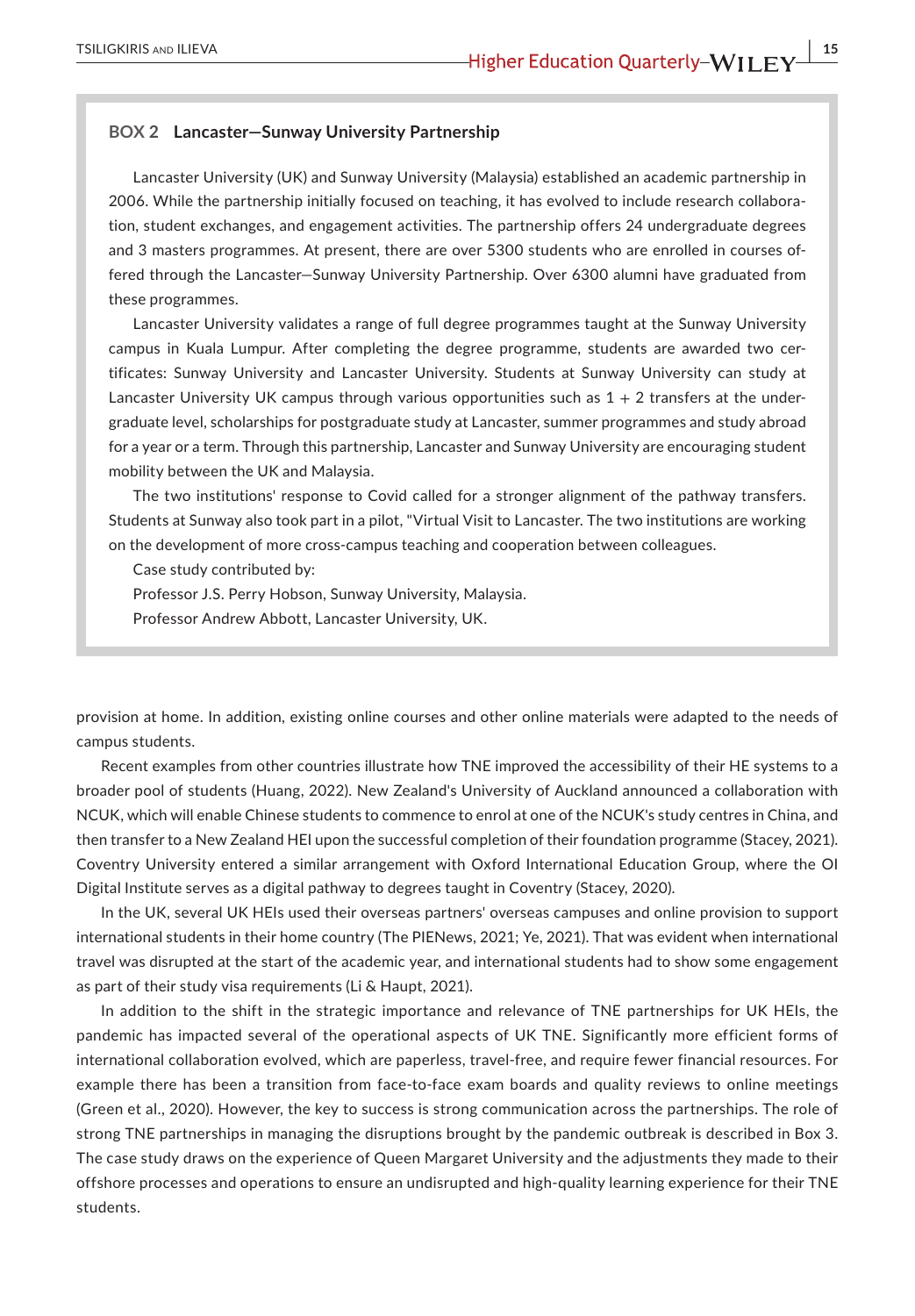**BOX 2 Lancaster—Sunway University Partnership**

Lancaster University (UK) and Sunway University (Malaysia) established an academic partnership in 2006. While the partnership initially focused on teaching, it has evolved to include research collaboration, student exchanges, and engagement activities. The partnership offers 24 undergraduate degrees and 3 masters programmes. At present, there are over 5300 students who are enrolled in courses offered through the Lancaster—Sunway University Partnership. Over 6300 alumni have graduated from these programmes.

Lancaster University validates a range of full degree programmes taught at the Sunway University campus in Kuala Lumpur. After completing the degree programme, students are awarded two certificates: Sunway University and Lancaster University. Students at Sunway University can study at Lancaster University UK campus through various opportunities such as 1 + 2 transfers at the undergraduate level, scholarships for postgraduate study at Lancaster, summer programmes and study abroad for a year or a term. Through this partnership, Lancaster and Sunway University are encouraging student mobility between the UK and Malaysia.

The two institutions' response to Covid called for a stronger alignment of the pathway transfers. Students at Sunway also took part in a pilot, "Virtual Visit to Lancaster. The two institutions are working on the development of more cross-campus teaching and cooperation between colleagues.

Case study contributed by:

Professor J.S. Perry Hobson, Sunway University, Malaysia.

Professor Andrew Abbott, Lancaster University, UK.

provision at home. In addition, existing online courses and other online materials were adapted to the needs of campus students.

Recent examples from other countries illustrate how TNE improved the accessibility of their HE systems to a broader pool of students (Huang, 2022). New Zealand's University of Auckland announced a collaboration with NCUK, which will enable Chinese students to commence to enrol at one of the NCUK's study centres in China, and then transfer to a New Zealand HEI upon the successful completion of their foundation programme (Stacey, 2021). Coventry University entered a similar arrangement with Oxford International Education Group, where the OI Digital Institute serves as a digital pathway to degrees taught in Coventry (Stacey, 2020).

In the UK, several UK HEIs used their overseas partners' overseas campuses and online provision to support international students in their home country (The PIENews, 2021; Ye, 2021). That was evident when international travel was disrupted at the start of the academic year, and international students had to show some engagement as part of their study visa requirements (Li & Haupt, 2021).

In addition to the shift in the strategic importance and relevance of TNE partnerships for UK HEIs, the pandemic has impacted several of the operational aspects of UK TNE. Significantly more efficient forms of international collaboration evolved, which are paperless, travel-free, and require fewer financial resources. For example there has been a transition from face-to-face exam boards and quality reviews to online meetings (Green et al., 2020). However, the key to success is strong communication across the partnerships. The role of strong TNE partnerships in managing the disruptions brought by the pandemic outbreak is described in Box 3. The case study draws on the experience of Queen Margaret University and the adjustments they made to their offshore processes and operations to ensure an undisrupted and high-quality learning experience for their TNE students.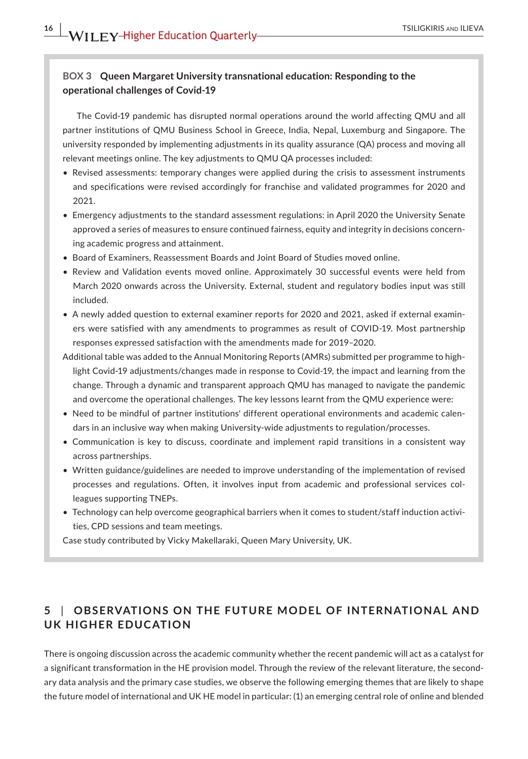**BOX 3 Queen Margaret University transnational education: Responding to the operational challenges of Covid-19**

The Covid-19 pandemic has disrupted normal operations around the world affecting QMU and all partner institutions of QMU Business School in Greece, India, Nepal, Luxemburg and Singapore. The university responded by implementing adjustments in its quality assurance (QA) process and moving all relevant meetings online. The key adjustments to QMU QA processes included:

- Revised assessments: temporary changes were applied during the crisis to assessment instruments and specifications were revised accordingly for franchise and validated programmes for 2020 and 2021.
- Emergency adjustments to the standard assessment regulations: in April 2020 the University Senate approved a series of measures to ensure continued fairness, equity and integrity in decisions concerning academic progress and attainment.
- Board of Examiners, Reassessment Boards and Joint Board of Studies moved online.
- Review and Validation events moved online. Approximately 30 successful events were held from March 2020 onwards across the University. External, student and regulatory bodies input was still included.
- A newly added question to external examiner reports for 2020 and 2021, asked if external examiners were satisfied with any amendments to programmes as result of COVID-19. Most partnership responses expressed satisfaction with the amendments made for 2019–2020.

Additional table was added to the Annual Monitoring Reports (AMRs) submitted per programme to highlight Covid-19 adjustments/changes made in response to Covid-19, the impact and learning from the change. Through a dynamic and transparent approach QMU has managed to navigate the pandemic and overcome the operational challenges. The key lessons learnt from the QMU experience were:

- Need to be mindful of partner institutions' different operational environments and academic calendars in an inclusive way when making University-wide adjustments to regulation/processes.
- Communication is key to discuss, coordinate and implement rapid transitions in a consistent way across partnerships.
- Written guidance/guidelines are needed to improve understanding of the implementation of revised processes and regulations. Often, it involves input from academic and professional services colleagues supporting TNEPs.
- Technology can help overcome geographical barriers when it comes to student/staff induction activities, CPD sessions and team meetings.

Case study contributed by Vicky Makellaraki, Queen Mary University, UK.

## 5 | OBSERVATIONS ON THE FUTURE MODEL OF INTERNATIONAL AND UK HIGHER EDUCATION

There is ongoing discussion across the academic community whether the recent pandemic will act as a catalyst for a significant transformation in the HE provision model. Through the review of the relevant literature, the secondary data analysis and the primary case studies, we observe the following emerging themes that are likely to shape the future model of international and UK HE model in particular: (1) an emerging central role of online and blended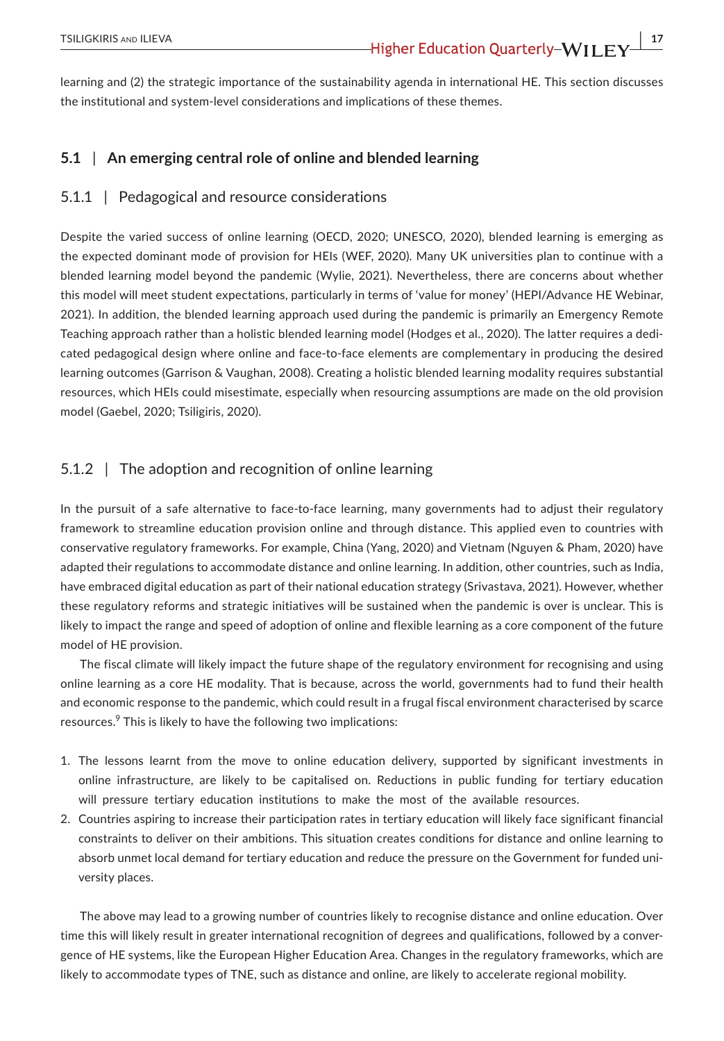learning and (2) the strategic importance of the sustainability agenda in international HE. This section discusses the institutional and system-level considerations and implications of these themes.

## 5.1 | An emerging central role of online and blended learning

### 5.1.1 | Pedagogical and resource considerations

Despite the varied success of online learning (OECD, 2020; UNESCO, 2020), blended learning is emerging as the expected dominant mode of provision for HEIs (WEF, 2020). Many UK universities plan to continue with a blended learning model beyond the pandemic (Wylie, 2021). Nevertheless, there are concerns about whether this model will meet student expectations, particularly in terms of 'value for money' (HEPI/Advance HE Webinar, 2021). In addition, the blended learning approach used during the pandemic is primarily an Emergency Remote Teaching approach rather than a holistic blended learning model (Hodges et al., 2020). The latter requires a dedicated pedagogical design where online and face-to-face elements are complementary in producing the desired learning outcomes (Garrison & Vaughan, 2008). Creating a holistic blended learning modality requires substantial resources, which HEIs could misestimate, especially when resourcing assumptions are made on the old provision model (Gaebel, 2020; Tsiligiris, 2020).

### 5.1.2 | The adoption and recognition of online learning

In the pursuit of a safe alternative to face-to-face learning, many governments had to adjust their regulatory framework to streamline education provision online and through distance. This applied even to countries with conservative regulatory frameworks. For example, China (Yang, 2020) and Vietnam (Nguyen & Pham, 2020) have adapted their regulations to accommodate distance and online learning. In addition, other countries, such as India, have embraced digital education as part of their national education strategy (Srivastava, 2021). However, whether these regulatory reforms and strategic initiatives will be sustained when the pandemic is over is unclear. This is likely to impact the range and speed of adoption of online and flexible learning as a core component of the future model of HE provision.

The fiscal climate will likely impact the future shape of the regulatory environment for recognising and using online learning as a core HE modality. That is because, across the world, governments had to fund their health and economic response to the pandemic, which could result in a frugal fiscal environment characterised by scarce resources.[9] This is likely to have the following two implications:

1. The lessons learnt from the move to online education delivery, supported by significant investments in online infrastructure, are likely to be capitalised on. Reductions in public funding for tertiary education will pressure tertiary education institutions to make the most of the available resources.
2. Countries aspiring to increase their participation rates in tertiary education will likely face significant financial constraints to deliver on their ambitions. This situation creates conditions for distance and online learning to absorb unmet local demand for tertiary education and reduce the pressure on the Government for funded university places.

The above may lead to a growing number of countries likely to recognise distance and online education. Over time this will likely result in greater international recognition of degrees and qualifications, followed by a convergence of HE systems, like the European Higher Education Area. Changes in the regulatory frameworks, which are likely to accommodate types of TNE, such as distance and online, are likely to accelerate regional mobility.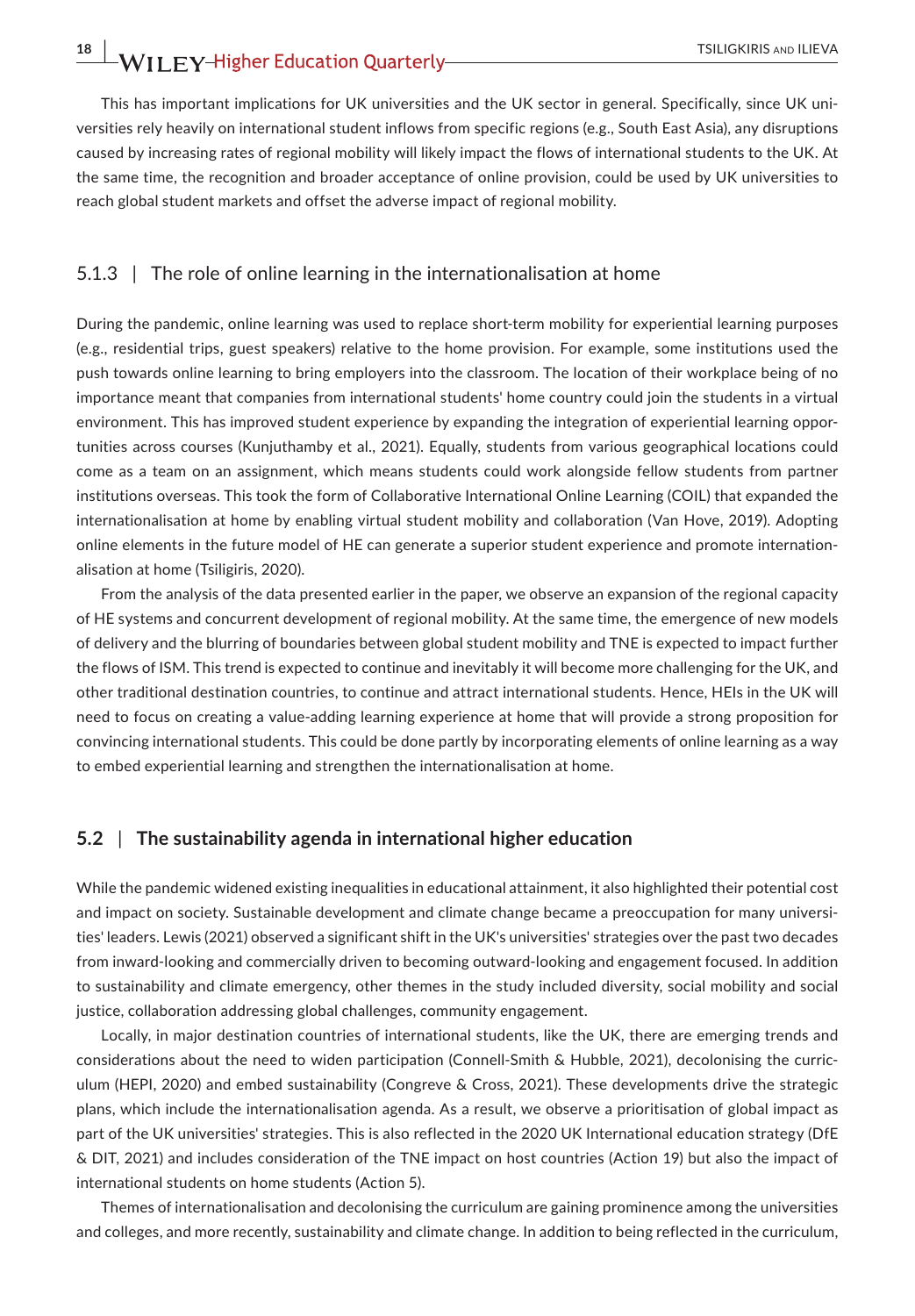This has important implications for UK universities and the UK sector in general. Specifically, since UK universities rely heavily on international student inflows from specific regions (e.g., South East Asia), any disruptions caused by increasing rates of regional mobility will likely impact the flows of international students to the UK. At the same time, the recognition and broader acceptance of online provision, could be used by UK universities to reach global student markets and offset the adverse impact of regional mobility.

### 5.1.3 | The role of online learning in the internationalisation at home

During the pandemic, online learning was used to replace short-term mobility for experiential learning purposes (e.g., residential trips, guest speakers) relative to the home provision. For example, some institutions used the push towards online learning to bring employers into the classroom. The location of their workplace being of no importance meant that companies from international students' home country could join the students in a virtual environment. This has improved student experience by expanding the integration of experiential learning opportunities across courses (Kunjuthamby et al., 2021). Equally, students from various geographical locations could come as a team on an assignment, which means students could work alongside fellow students from partner institutions overseas. This took the form of Collaborative International Online Learning (COIL) that expanded the internationalisation at home by enabling virtual student mobility and collaboration (Van Hove, 2019). Adopting online elements in the future model of HE can generate a superior student experience and promote internationalisation at home (Tsiligiris, 2020).

From the analysis of the data presented earlier in the paper, we observe an expansion of the regional capacity of HE systems and concurrent development of regional mobility. At the same time, the emergence of new models of delivery and the blurring of boundaries between global student mobility and TNE is expected to impact further the flows of ISM. This trend is expected to continue and inevitably it will become more challenging for the UK, and other traditional destination countries, to continue and attract international students. Hence, HEIs in the UK will need to focus on creating a value-adding learning experience at home that will provide a strong proposition for convincing international students. This could be done partly by incorporating elements of online learning as a way to embed experiential learning and strengthen the internationalisation at home.

## 5.2 | The sustainability agenda in international higher education

While the pandemic widened existing inequalities in educational attainment, it also highlighted their potential cost and impact on society. Sustainable development and climate change became a preoccupation for many universities' leaders. Lewis (2021) observed a significant shift in the UK's universities' strategies over the past two decades from inward-looking and commercially driven to becoming outward-looking and engagement focused. In addition to sustainability and climate emergency, other themes in the study included diversity, social mobility and social justice, collaboration addressing global challenges, community engagement.

Locally, in major destination countries of international students, like the UK, there are emerging trends and considerations about the need to widen participation (Connell-Smith & Hubble, 2021), decolonising the curriculum (HEPI, 2020) and embed sustainability (Congreve & Cross, 2021). These developments drive the strategic plans, which include the internationalisation agenda. As a result, we observe a prioritisation of global impact as part of the UK universities' strategies. This is also reflected in the 2020 UK International education strategy (DfE & DIT, 2021) and includes consideration of the TNE impact on host countries (Action 19) but also the impact of international students on home students (Action 5).

Themes of internationalisation and decolonising the curriculum are gaining prominence among the universities and colleges, and more recently, sustainability and climate change. In addition to being reflected in the curriculum,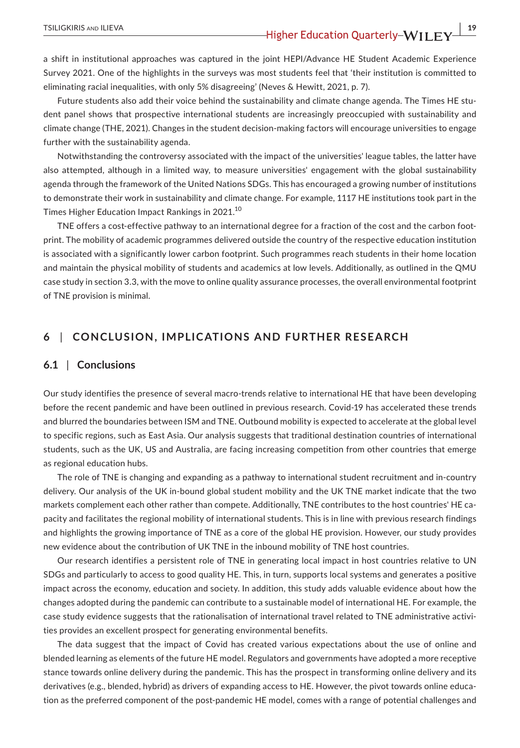a shift in institutional approaches was captured in the joint HEPI/Advance HE Student Academic Experience Survey 2021. One of the highlights in the surveys was most students feel that 'their institution is committed to eliminating racial inequalities, with only 5% disagreeing' (Neves & Hewitt, 2021, p. 7).

Future students also add their voice behind the sustainability and climate change agenda. The Times HE student panel shows that prospective international students are increasingly preoccupied with sustainability and climate change (THE, 2021). Changes in the student decision-making factors will encourage universities to engage further with the sustainability agenda.

Notwithstanding the controversy associated with the impact of the universities' league tables, the latter have also attempted, although in a limited way, to measure universities' engagement with the global sustainability agenda through the framework of the United Nations SDGs. This has encouraged a growing number of institutions to demonstrate their work in sustainability and climate change. For example, 1117 HE institutions took part in the Times Higher Education Impact Rankings in 2021.[10]

TNE offers a cost-effective pathway to an international degree for a fraction of the cost and the carbon footprint. The mobility of academic programmes delivered outside the country of the respective education institution is associated with a significantly lower carbon footprint. Such programmes reach students in their home location and maintain the physical mobility of students and academics at low levels. Additionally, as outlined in the QMU case study in section 3.3, with the move to online quality assurance processes, the overall environmental footprint of TNE provision is minimal.

## 6 | CONCLUSION, IMPLICATIONS AND FURTHER RESEARCH

### 6.1 | Conclusions

Our study identifies the presence of several macro-trends relative to international HE that have been developing before the recent pandemic and have been outlined in previous research. Covid-19 has accelerated these trends and blurred the boundaries between ISM and TNE. Outbound mobility is expected to accelerate at the global level to specific regions, such as East Asia. Our analysis suggests that traditional destination countries of international students, such as the UK, US and Australia, are facing increasing competition from other countries that emerge as regional education hubs.

The role of TNE is changing and expanding as a pathway to international student recruitment and in-country delivery. Our analysis of the UK in-bound global student mobility and the UK TNE market indicate that the two markets complement each other rather than compete. Additionally, TNE contributes to the host countries' HE capacity and facilitates the regional mobility of international students. This is in line with previous research findings and highlights the growing importance of TNE as a core of the global HE provision. However, our study provides new evidence about the contribution of UK TNE in the inbound mobility of TNE host countries.

Our research identifies a persistent role of TNE in generating local impact in host countries relative to UN SDGs and particularly to access to good quality HE. This, in turn, supports local systems and generates a positive impact across the economy, education and society. In addition, this study adds valuable evidence about how the changes adopted during the pandemic can contribute to a sustainable model of international HE. For example, the case study evidence suggests that the rationalisation of international travel related to TNE administrative activities provides an excellent prospect for generating environmental benefits.

The data suggest that the impact of Covid has created various expectations about the use of online and blended learning as elements of the future HE model. Regulators and governments have adopted a more receptive stance towards online delivery during the pandemic. This has the prospect in transforming online delivery and its derivatives (e.g., blended, hybrid) as drivers of expanding access to HE. However, the pivot towards online education as the preferred component of the post-pandemic HE model, comes with a range of potential challenges and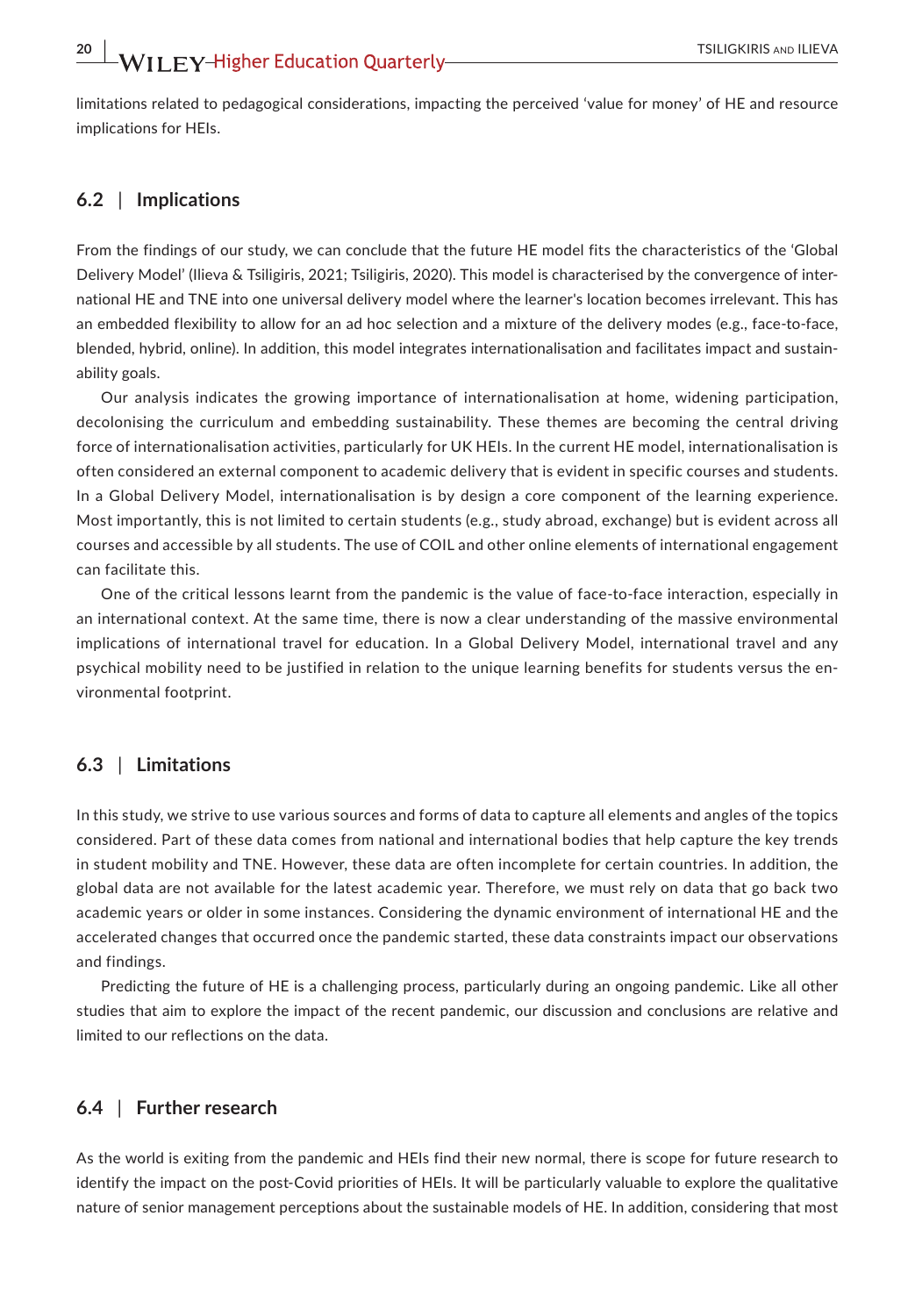limitations related to pedagogical considerations, impacting the perceived 'value for money' of HE and resource implications for HEIs.

### 6.2 | Implications

From the findings of our study, we can conclude that the future HE model fits the characteristics of the 'Global Delivery Model' (Ilieva & Tsiligiris, 2021; Tsiligiris, 2020). This model is characterised by the convergence of international HE and TNE into one universal delivery model where the learner's location becomes irrelevant. This has an embedded flexibility to allow for an ad hoc selection and a mixture of the delivery modes (e.g., face-to-face, blended, hybrid, online). In addition, this model integrates internationalisation and facilitates impact and sustainability goals.

Our analysis indicates the growing importance of internationalisation at home, widening participation, decolonising the curriculum and embedding sustainability. These themes are becoming the central driving force of internationalisation activities, particularly for UK HEIs. In the current HE model, internationalisation is often considered an external component to academic delivery that is evident in specific courses and students. In a Global Delivery Model, internationalisation is by design a core component of the learning experience. Most importantly, this is not limited to certain students (e.g., study abroad, exchange) but is evident across all courses and accessible by all students. The use of COIL and other online elements of international engagement can facilitate this.

One of the critical lessons learnt from the pandemic is the value of face-to-face interaction, especially in an international context. At the same time, there is now a clear understanding of the massive environmental implications of international travel for education. In a Global Delivery Model, international travel and any psychical mobility need to be justified in relation to the unique learning benefits for students versus the environmental footprint.

### 6.3 | Limitations

In this study, we strive to use various sources and forms of data to capture all elements and angles of the topics considered. Part of these data comes from national and international bodies that help capture the key trends in student mobility and TNE. However, these data are often incomplete for certain countries. In addition, the global data are not available for the latest academic year. Therefore, we must rely on data that go back two academic years or older in some instances. Considering the dynamic environment of international HE and the accelerated changes that occurred once the pandemic started, these data constraints impact our observations and findings.

Predicting the future of HE is a challenging process, particularly during an ongoing pandemic. Like all other studies that aim to explore the impact of the recent pandemic, our discussion and conclusions are relative and limited to our reflections on the data.

### 6.4 | Further research

As the world is exiting from the pandemic and HEIs find their new normal, there is scope for future research to identify the impact on the post-Covid priorities of HEIs. It will be particularly valuable to explore the qualitative nature of senior management perceptions about the sustainable models of HE. In addition, considering that most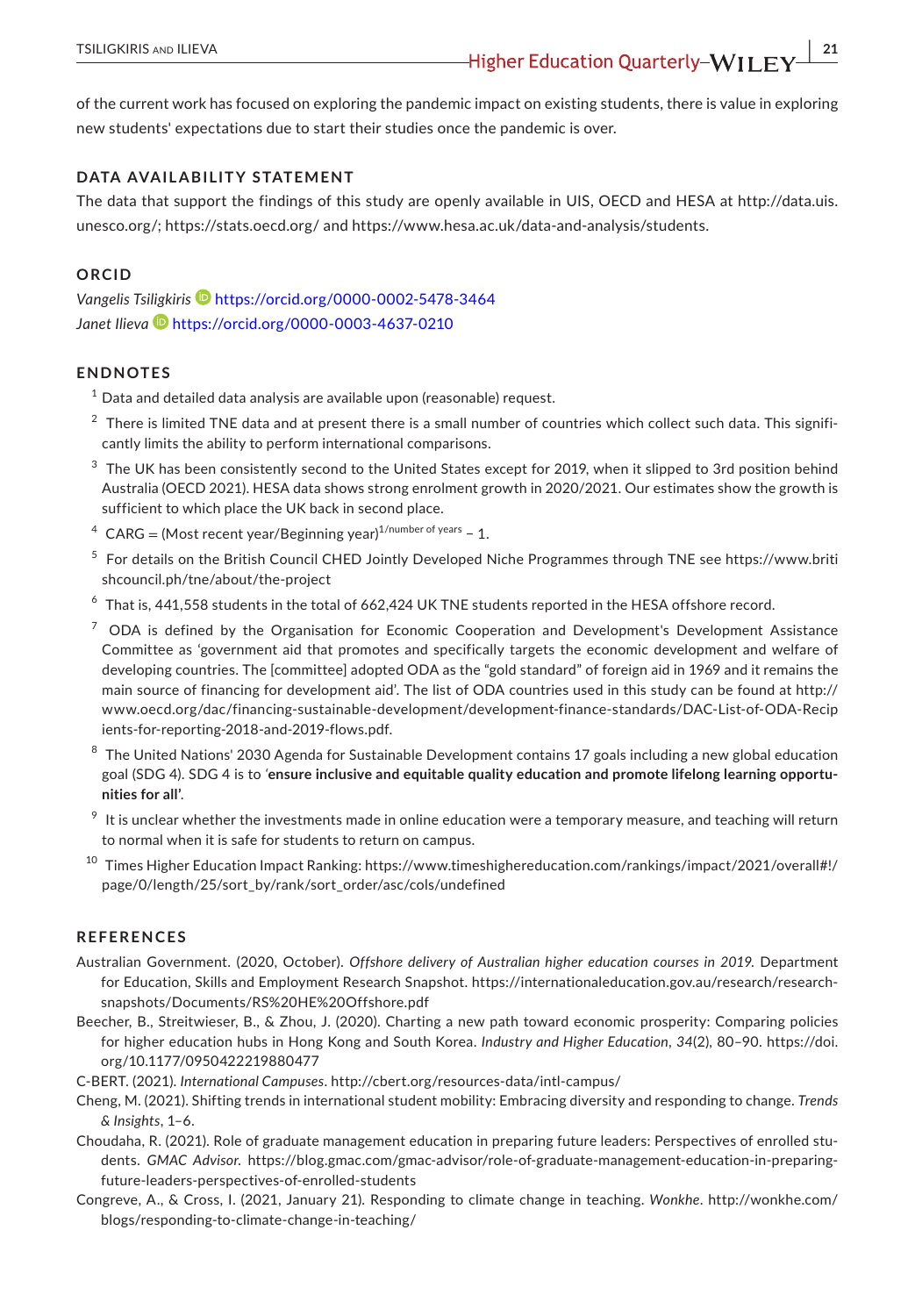of the current work has focused on exploring the pandemic impact on existing students, there is value in exploring new students' expectations due to start their studies once the pandemic is over.

## DATA AVAILABILITY STATEMENT

The data that support the findings of this study are openly available in UIS, OECD and HESA at http://data.uis.unesco.org/; https://stats.oecd.org/ and https://www.hesa.ac.uk/data-and-analysis/students.

## ORCID

*Vangelis Tsiligkiris* https://orcid.org/0000-0002-5478-3464
*Janet Ilieva* https://orcid.org/0000-0003-4637-0210

## ENDNOTES

[1] Data and detailed data analysis are available upon (reasonable) request.

[2] There is limited TNE data and at present there is a small number of countries which collect such data. This significantly limits the ability to perform international comparisons.

[3] The UK has been consistently second to the United States except for 2019, when it slipped to 3rd position behind Australia (OECD 2021). HESA data shows strong enrolment growth in 2020/2021. Our estimates show the growth is sufficient to which place the UK back in second place.

[4] CARG = (Most recent year/Beginning year)$^{1/\text{number of years}}$ − 1.

[5] For details on the British Council CHED Jointly Developed Niche Programmes through TNE see https://www.britishcouncil.ph/tne/about/the-project

[6] That is, 441,558 students in the total of 662,424 UK TNE students reported in the HESA offshore record.

[7] ODA is defined by the Organisation for Economic Cooperation and Development's Development Assistance Committee as 'government aid that promotes and specifically targets the economic development and welfare of developing countries. The [committee] adopted ODA as the "gold standard" of foreign aid in 1969 and it remains the main source of financing for development aid'. The list of ODA countries used in this study can be found at http://www.oecd.org/dac/financing-sustainable-development/development-finance-standards/DAC-List-of-ODA-Recipients-for-reporting-2018-and-2019-flows.pdf.

[8] The United Nations' 2030 Agenda for Sustainable Development contains 17 goals including a new global education goal (SDG 4). SDG 4 is to '**ensure inclusive and equitable quality education and promote lifelong learning opportunities for all**'.

[9] It is unclear whether the investments made in online education were a temporary measure, and teaching will return to normal when it is safe for students to return on campus.

[10] Times Higher Education Impact Ranking: https://www.timeshighereducation.com/rankings/impact/2021/overall#!/page/0/length/25/sort_by/rank/sort_order/asc/cols/undefined

## REFERENCES

Australian Government. (2020, October). *Offshore delivery of Australian higher education courses in 2019.* Department for Education, Skills and Employment Research Snapshot. https://internationaleducation.gov.au/research/research-snapshots/Documents/RS%20HE%20Offshore.pdf

Beecher, B., Streitwieser, B., & Zhou, J. (2020). Charting a new path toward economic prosperity: Comparing policies for higher education hubs in Hong Kong and South Korea. *Industry and Higher Education*, *34*(2), 80–90. https://doi.org/10.1177/0950422219880477

C-BERT. (2021). *International Campuses*. http://cbert.org/resources-data/intl-campus/

Cheng, M. (2021). Shifting trends in international student mobility: Embracing diversity and responding to change. *Trends & Insights*, 1–6.

Choudaha, R. (2021). Role of graduate management education in preparing future leaders: Perspectives of enrolled students. *GMAC Advisor.* https://blog.gmac.com/gmac-advisor/role-of-graduate-management-education-in-preparing-future-leaders-perspectives-of-enrolled-students

Congreve, A., & Cross, I. (2021, January 21). Responding to climate change in teaching. *Wonkhe*. http://wonkhe.com/blogs/responding-to-climate-change-in-teaching/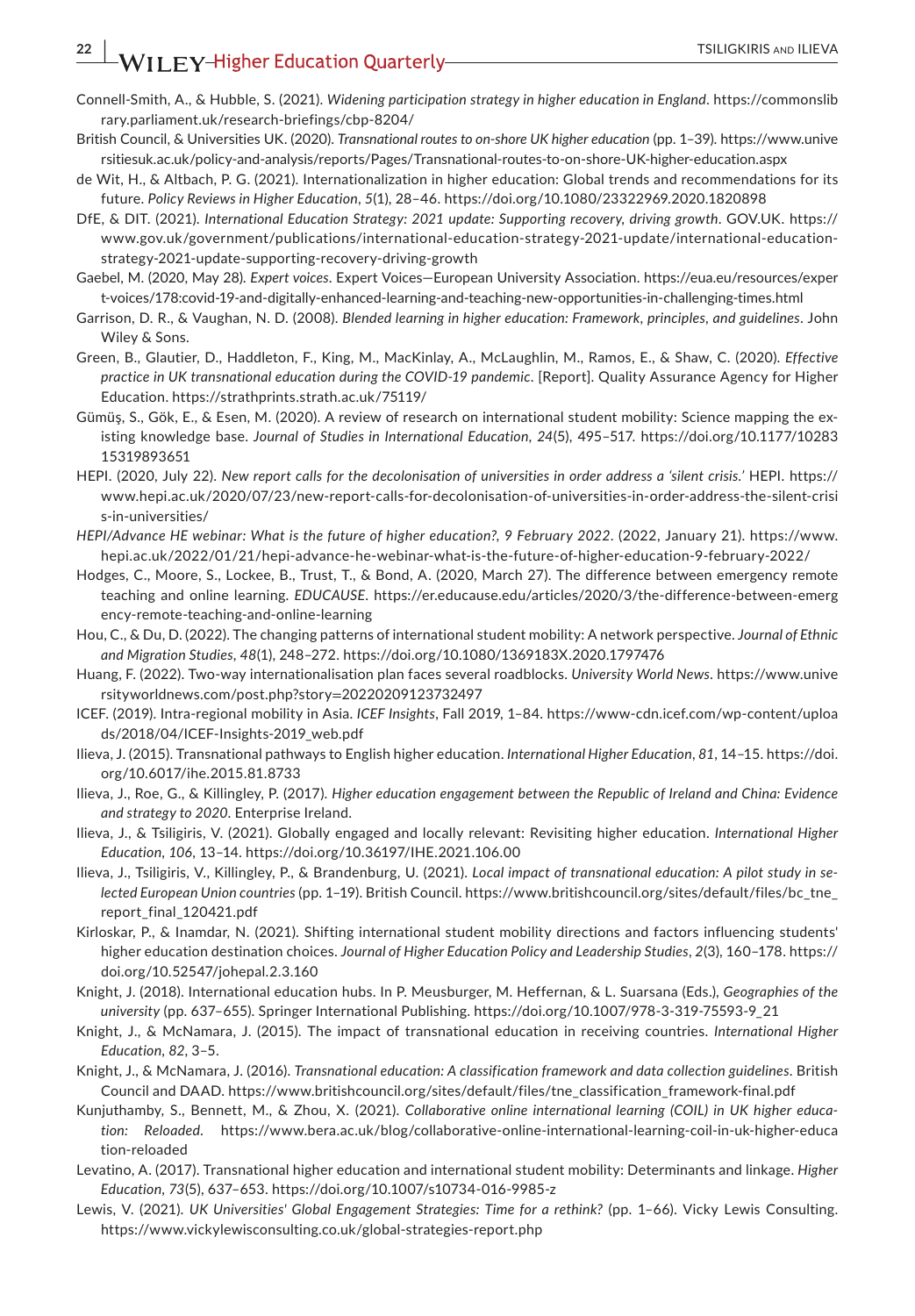Connell-Smith, A., & Hubble, S. (2021). *Widening participation strategy in higher education in England*. https://commonslibrary.parliament.uk/research-briefings/cbp-8204/

British Council, & Universities UK. (2020). *Transnational routes to on-shore UK higher education* (pp. 1–39). https://www.universitiesuk.ac.uk/policy-and-analysis/reports/Pages/Transnational-routes-to-on-shore-UK-higher-education.aspx

de Wit, H., & Altbach, P. G. (2021). Internationalization in higher education: Global trends and recommendations for its future. *Policy Reviews in Higher Education*, *5*(1), 28–46. https://doi.org/10.1080/23322969.2020.1820898

DfE, & DIT. (2021). *International Education Strategy: 2021 update: Supporting recovery, driving growth*. GOV.UK. https://www.gov.uk/government/publications/international-education-strategy-2021-update/international-education-strategy-2021-update-supporting-recovery-driving-growth

Gaebel, M. (2020, May 28). *Expert voices*. Expert Voices—European University Association. https://eua.eu/resources/expert-voices/178:covid-19-and-digitally-enhanced-learning-and-teaching-new-opportunities-in-challenging-times.html

Garrison, D. R., & Vaughan, N. D. (2008). *Blended learning in higher education: Framework, principles, and guidelines*. John Wiley & Sons.

Green, B., Glautier, D., Haddleton, F., King, M., MacKinlay, A., McLaughlin, M., Ramos, E., & Shaw, C. (2020). *Effective practice in UK transnational education during the COVID-19 pandemic*. [Report]. Quality Assurance Agency for Higher Education. https://strathprints.strath.ac.uk/75119/

Gümüş, S., Gök, E., & Esen, M. (2020). A review of research on international student mobility: Science mapping the existing knowledge base. *Journal of Studies in International Education*, *24*(5), 495–517. https://doi.org/10.1177/1028315319893651

HEPI. (2020, July 22). *New report calls for the decolonisation of universities in order address a 'silent crisis.'* HEPI. https://www.hepi.ac.uk/2020/07/23/new-report-calls-for-decolonisation-of-universities-in-order-address-the-silent-crisis-in-universities/

*HEPI/Advance HE webinar: What is the future of higher education?, 9 February 2022*. (2022, January 21). https://www.hepi.ac.uk/2022/01/21/hepi-advance-he-webinar-what-is-the-future-of-higher-education-9-february-2022/

Hodges, C., Moore, S., Lockee, B., Trust, T., & Bond, A. (2020, March 27). The difference between emergency remote teaching and online learning. *EDUCAUSE*. https://er.educause.edu/articles/2020/3/the-difference-between-emergency-remote-teaching-and-online-learning

Hou, C., & Du, D. (2022). The changing patterns of international student mobility: A network perspective. *Journal of Ethnic and Migration Studies*, *48*(1), 248–272. https://doi.org/10.1080/1369183X.2020.1797476

Huang, F. (2022). Two-way internationalisation plan faces several roadblocks. *University World News*. https://www.universityworldnews.com/post.php?story=20220209123732497

ICEF. (2019). Intra-regional mobility in Asia. *ICEF Insights*, Fall 2019, 1–84. https://www-cdn.icef.com/wp-content/uploads/2018/04/ICEF-Insights-2019_web.pdf

Ilieva, J. (2015). Transnational pathways to English higher education. *International Higher Education*, *81*, 14–15. https://doi.org/10.6017/ihe.2015.81.8733

Ilieva, J., Roe, G., & Killingley, P. (2017). *Higher education engagement between the Republic of Ireland and China: Evidence and strategy to 2020*. Enterprise Ireland.

Ilieva, J., & Tsiligiris, V. (2021). Globally engaged and locally relevant: Revisiting higher education. *International Higher Education*, *106*, 13–14. https://doi.org/10.36197/IHE.2021.106.00

Ilieva, J., Tsiligiris, V., Killingley, P., & Brandenburg, U. (2021). *Local impact of transnational education: A pilot study in selected European Union countries* (pp. 1–19). British Council. https://www.britishcouncil.org/sites/default/files/bc_tne_report_final_120421.pdf

Kirloskar, P., & Inamdar, N. (2021). Shifting international student mobility directions and factors influencing students' higher education destination choices. *Journal of Higher Education Policy and Leadership Studies*, *2*(3), 160–178. https://doi.org/10.52547/johepal.2.3.160

Knight, J. (2018). International education hubs. In P. Meusburger, M. Heffernan, & L. Suarsana (Eds.), *Geographies of the university* (pp. 637–655). Springer International Publishing. https://doi.org/10.1007/978-3-319-75593-9_21

Knight, J., & McNamara, J. (2015). The impact of transnational education in receiving countries. *International Higher Education*, *82*, 3–5.

Knight, J., & McNamara, J. (2016). *Transnational education: A classification framework and data collection guidelines*. British Council and DAAD. https://www.britishcouncil.org/sites/default/files/tne_classification_framework-final.pdf

Kunjuthamby, S., Bennett, M., & Zhou, X. (2021). *Collaborative online international learning (COIL) in UK higher education: Reloaded*. https://www.bera.ac.uk/blog/collaborative-online-international-learning-coil-in-uk-higher-education-reloaded

Levatino, A. (2017). Transnational higher education and international student mobility: Determinants and linkage. *Higher Education*, *73*(5), 637–653. https://doi.org/10.1007/s10734-016-9985-z

Lewis, V. (2021). *UK Universities' Global Engagement Strategies: Time for a rethink?* (pp. 1–66). Vicky Lewis Consulting. https://www.vickylewisconsulting.co.uk/global-strategies-report.php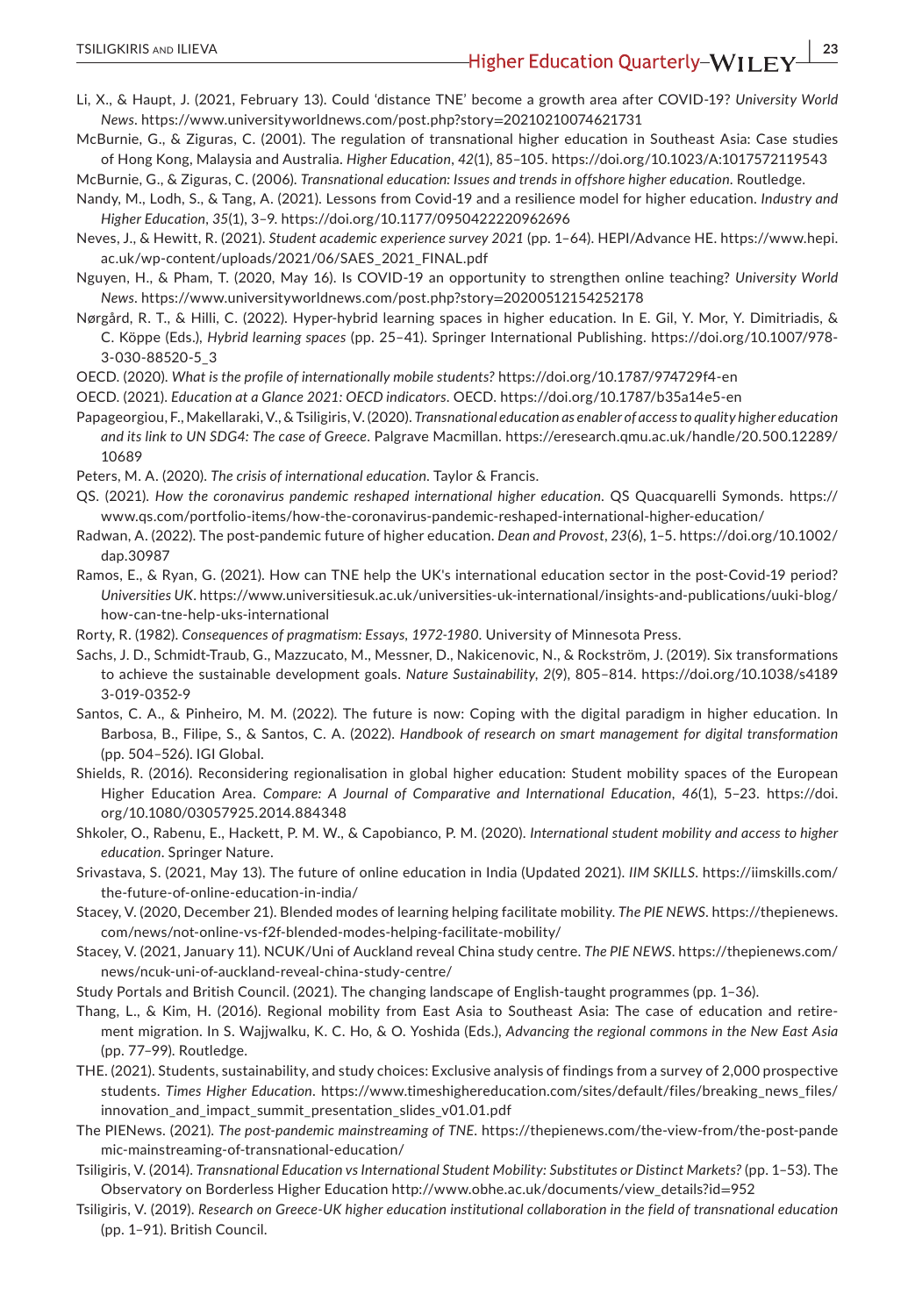Li, X., & Haupt, J. (2021, February 13). Could 'distance TNE' become a growth area after COVID-19? *University World News*. https://www.universityworldnews.com/post.php?story=20210210074621731

McBurnie, G., & Ziguras, C. (2001). The regulation of transnational higher education in Southeast Asia: Case studies of Hong Kong, Malaysia and Australia. *Higher Education*, *42*(1), 85–105. https://doi.org/10.1023/A:1017572119543

McBurnie, G., & Ziguras, C. (2006). *Transnational education: Issues and trends in offshore higher education*. Routledge.

Nandy, M., Lodh, S., & Tang, A. (2021). Lessons from Covid-19 and a resilience model for higher education. *Industry and Higher Education*, *35*(1), 3–9. https://doi.org/10.1177/0950422220962696

Neves, J., & Hewitt, R. (2021). *Student academic experience survey 2021* (pp. 1–64). HEPI/Advance HE. https://www.hepi.ac.uk/wp-content/uploads/2021/06/SAES_2021_FINAL.pdf

Nguyen, H., & Pham, T. (2020, May 16). Is COVID-19 an opportunity to strengthen online teaching? *University World News*. https://www.universityworldnews.com/post.php?story=20200512154252178

Nørgård, R. T., & Hilli, C. (2022). Hyper-hybrid learning spaces in higher education. In E. Gil, Y. Mor, Y. Dimitriadis, & C. Köppe (Eds.), *Hybrid learning spaces* (pp. 25–41). Springer International Publishing. https://doi.org/10.1007/978-3-030-88520-5_3

OECD. (2020). *What is the profile of internationally mobile students?* https://doi.org/10.1787/974729f4-en

OECD. (2021). *Education at a Glance 2021: OECD indicators*. OECD. https://doi.org/10.1787/b35a14e5-en

Papageorgiou, F., Makellaraki, V., & Tsiligiris, V. (2020). *Transnational education as enabler of access to quality higher education and its link to UN SDG4: The case of Greece*. Palgrave Macmillan. https://eresearch.qmu.ac.uk/handle/20.500.12289/10689

Peters, M. A. (2020). *The crisis of international education*. Taylor & Francis.

QS. (2021). *How the coronavirus pandemic reshaped international higher education*. QS Quacquarelli Symonds. https://www.qs.com/portfolio-items/how-the-coronavirus-pandemic-reshaped-international-higher-education/

Radwan, A. (2022). The post-pandemic future of higher education. *Dean and Provost*, *23*(6), 1–5. https://doi.org/10.1002/dap.30987

Ramos, E., & Ryan, G. (2021). How can TNE help the UK's international education sector in the post-Covid-19 period? *Universities UK*. https://www.universitiesuk.ac.uk/universities-uk-international/insights-and-publications/uuki-blog/how-can-tne-help-uks-international

Rorty, R. (1982). *Consequences of pragmatism: Essays, 1972-1980*. University of Minnesota Press.

Sachs, J. D., Schmidt-Traub, G., Mazzucato, M., Messner, D., Nakicenovic, N., & Rockström, J. (2019). Six transformations to achieve the sustainable development goals. *Nature Sustainability*, *2*(9), 805–814. https://doi.org/10.1038/s41893-019-0352-9

Santos, C. A., & Pinheiro, M. M. (2022). The future is now: Coping with the digital paradigm in higher education. In Barbosa, B., Filipe, S., & Santos, C. A. (2022). *Handbook of research on smart management for digital transformation* (pp. 504–526). IGI Global.

Shields, R. (2016). Reconsidering regionalisation in global higher education: Student mobility spaces of the European Higher Education Area. *Compare: A Journal of Comparative and International Education*, *46*(1), 5–23. https://doi.org/10.1080/03057925.2014.884348

Shkoler, O., Rabenu, E., Hackett, P. M. W., & Capobianco, P. M. (2020). *International student mobility and access to higher education*. Springer Nature.

Srivastava, S. (2021, May 13). The future of online education in India (Updated 2021). *IIM SKILLS*. https://iimskills.com/the-future-of-online-education-in-india/

Stacey, V. (2020, December 21). Blended modes of learning helping facilitate mobility. *The PIE NEWS*. https://thepienews.com/news/not-online-vs-f2f-blended-modes-helping-facilitate-mobility/

Stacey, V. (2021, January 11). NCUK/Uni of Auckland reveal China study centre. *The PIE NEWS*. https://thepienews.com/news/ncuk-uni-of-auckland-reveal-china-study-centre/

Study Portals and British Council. (2021). The changing landscape of English-taught programmes (pp. 1–36).

Thang, L., & Kim, H. (2016). Regional mobility from East Asia to Southeast Asia: The case of education and retirement migration. In S. Wajjwalku, K. C. Ho, & O. Yoshida (Eds.), *Advancing the regional commons in the New East Asia* (pp. 77–99). Routledge.

THE. (2021). Students, sustainability, and study choices: Exclusive analysis of findings from a survey of 2,000 prospective students. *Times Higher Education*. https://www.timeshighereducation.com/sites/default/files/breaking_news_files/innovation_and_impact_summit_presentation_slides_v01.01.pdf

The PIENews. (2021). *The post-pandemic mainstreaming of TNE*. https://thepienews.com/the-view-from/the-post-pandemic-mainstreaming-of-transnational-education/

Tsiligiris, V. (2014). *Transnational Education vs International Student Mobility: Substitutes or Distinct Markets?* (pp. 1–53). The Observatory on Borderless Higher Education http://www.obhe.ac.uk/documents/view_details?id=952

Tsiligiris, V. (2019). *Research on Greece-UK higher education institutional collaboration in the field of transnational education* (pp. 1–91). British Council.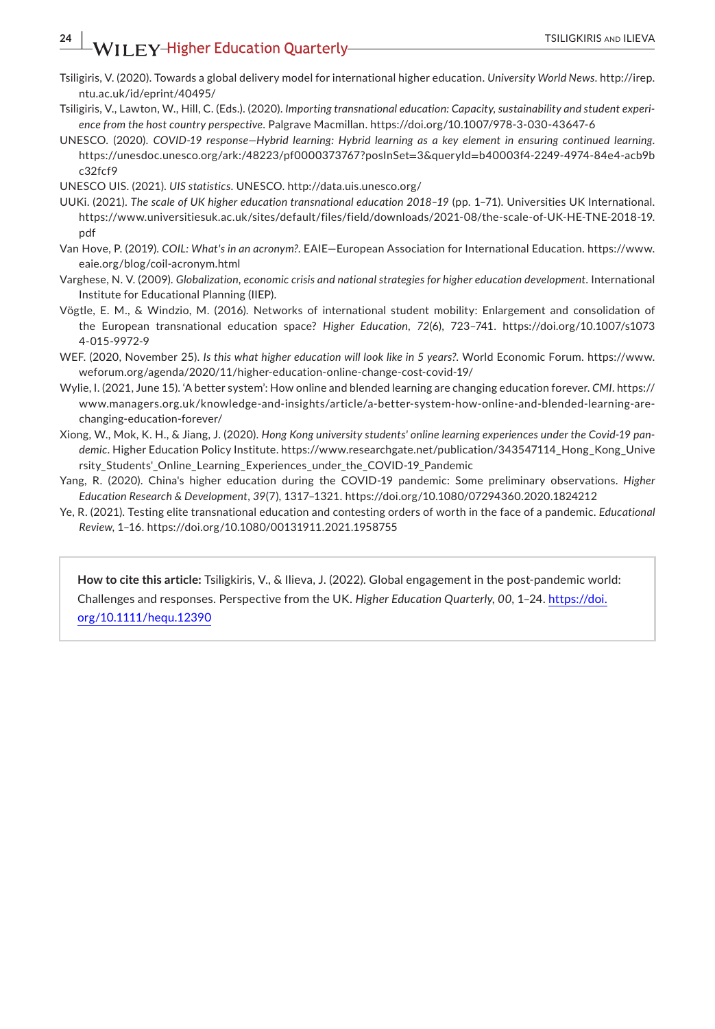Tsiligiris, V. (2020). Towards a global delivery model for international higher education. *University World News*. http://irep.ntu.ac.uk/id/eprint/40495/

Tsiligiris, V., Lawton, W., Hill, C. (Eds.). (2020). *Importing transnational education: Capacity, sustainability and student experience from the host country perspective*. Palgrave Macmillan. https://doi.org/10.1007/978-3-030-43647-6

UNESCO. (2020). *COVID-19 response—Hybrid learning: Hybrid learning as a key element in ensuring continued learning*. https://unesdoc.unesco.org/ark:/48223/pf0000373767?posInSet=3&queryId=b40003f4-2249-4974-84e4-acb9bc32fcf9

UNESCO UIS. (2021). *UIS statistics*. UNESCO. http://data.uis.unesco.org/

UUKi. (2021). *The scale of UK higher education transnational education 2018–19* (pp. 1–71). Universities UK International. https://www.universitiesuk.ac.uk/sites/default/files/field/downloads/2021-08/the-scale-of-UK-HE-TNE-2018-19.pdf

Van Hove, P. (2019). *COIL: What's in an acronym?*. EAIE—European Association for International Education. https://www.eaie.org/blog/coil-acronym.html

Varghese, N. V. (2009). *Globalization, economic crisis and national strategies for higher education development*. International Institute for Educational Planning (IIEP).

Vögtle, E. M., & Windzio, M. (2016). Networks of international student mobility: Enlargement and consolidation of the European transnational education space? *Higher Education*, *72*(6), 723–741. https://doi.org/10.1007/s10734-015-9972-9

WEF. (2020, November 25). *Is this what higher education will look like in 5 years?*. World Economic Forum. https://www.weforum.org/agenda/2020/11/higher-education-online-change-cost-covid-19/

Wylie, I. (2021, June 15). 'A better system': How online and blended learning are changing education forever. *CMI*. https://www.managers.org.uk/knowledge-and-insights/article/a-better-system-how-online-and-blended-learning-are-changing-education-forever/

Xiong, W., Mok, K. H., & Jiang, J. (2020). *Hong Kong university students' online learning experiences under the Covid-19 pandemic*. Higher Education Policy Institute. https://www.researchgate.net/publication/343547114_Hong_Kong_University_Students'_Online_Learning_Experiences_under_the_COVID-19_Pandemic

Yang, R. (2020). China's higher education during the COVID-19 pandemic: Some preliminary observations. *Higher Education Research & Development*, *39*(7), 1317–1321. https://doi.org/10.1080/07294360.2020.1824212

Ye, R. (2021). Testing elite transnational education and contesting orders of worth in the face of a pandemic. *Educational Review*, 1–16. https://doi.org/10.1080/00131911.2021.1958755

**How to cite this article:** Tsiligkiris, V., & Ilieva, J. (2022). Global engagement in the post-pandemic world: Challenges and responses. Perspective from the UK. *Higher Education Quarterly*, *00*, 1–24. https://doi.org/10.1111/hequ.12390